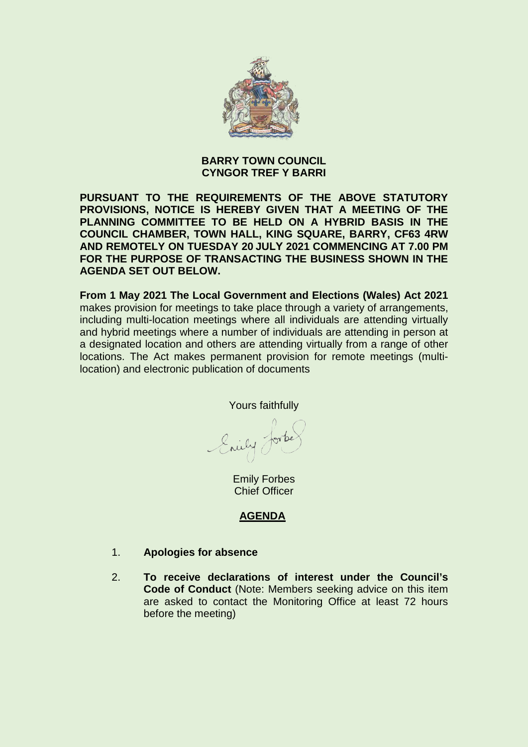**BARRY TOWN COUNCIL**
**CYNGOR TREF Y BARRI**

**PURSUANT TO THE REQUIREMENTS OF THE ABOVE STATUTORY PROVISIONS, NOTICE IS HEREBY GIVEN THAT A MEETING OF THE PLANNING COMMITTEE TO BE HELD ON A HYBRID BASIS IN THE COUNCIL CHAMBER, TOWN HALL, KING SQUARE, BARRY, CF63 4RW AND REMOTELY ON TUESDAY 20 JULY 2021 COMMENCING AT 7.00 PM FOR THE PURPOSE OF TRANSACTING THE BUSINESS SHOWN IN THE AGENDA SET OUT BELOW.**

**From 1 May 2021 The Local Government and Elections (Wales) Act 2021** makes provision for meetings to take place through a variety of arrangements, including multi-location meetings where all individuals are attending virtually and hybrid meetings where a number of individuals are attending in person at a designated location and others are attending virtually from a range of other locations. The Act makes permanent provision for remote meetings (multi-location) and electronic publication of documents

Yours faithfully

Emily Forbes
Chief Officer

## AGENDA

1. **Apologies for absence**

2. **To receive declarations of interest under the Council's Code of Conduct** (Note: Members seeking advice on this item are asked to contact the Monitoring Office at least 72 hours before the meeting)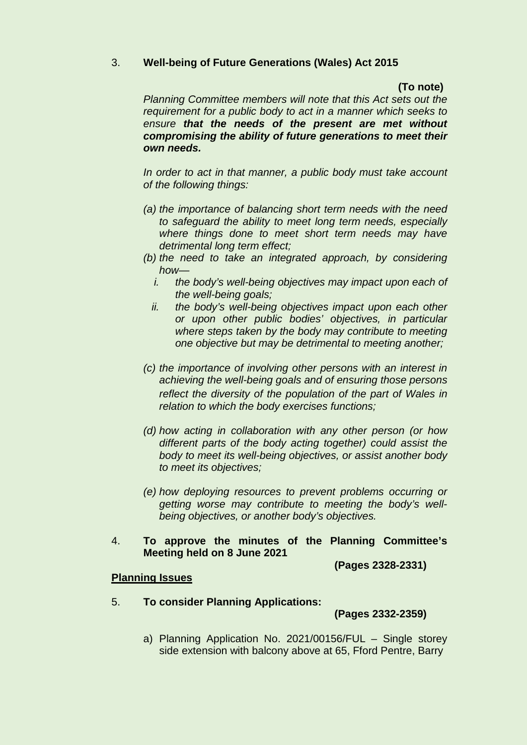3. **Well-being of Future Generations (Wales) Act 2015**

**(To note)**

*Planning Committee members will note that this Act sets out the requirement for a public body to act in a manner which seeks to ensure* ***that the needs of the present are met without compromising the ability of future generations to meet their own needs.***

*In order to act in that manner, a public body must take account of the following things:*

*(a) the importance of balancing short term needs with the need to safeguard the ability to meet long term needs, especially where things done to meet short term needs may have detrimental long term effect;*

*(b) the need to take an integrated approach, by considering how—*

*i. the body's well-being objectives may impact upon each of the well-being goals;*

*ii. the body's well-being objectives impact upon each other or upon other public bodies' objectives, in particular where steps taken by the body may contribute to meeting one objective but may be detrimental to meeting another;*

*(c) the importance of involving other persons with an interest in achieving the well-being goals and of ensuring those persons reflect the diversity of the population of the part of Wales in relation to which the body exercises functions;*

*(d) how acting in collaboration with any other person (or how different parts of the body acting together) could assist the body to meet its well-being objectives, or assist another body to meet its objectives;*

*(e) how deploying resources to prevent problems occurring or getting worse may contribute to meeting the body's well-being objectives, or another body's objectives.*

4. **To approve the minutes of the Planning Committee's Meeting held on 8 June 2021**

**(Pages 2328-2331)**

**Planning Issues**

5. **To consider Planning Applications:**

**(Pages 2332-2359)**

a) Planning Application No. 2021/00156/FUL – Single storey side extension with balcony above at 65, Fford Pentre, Barry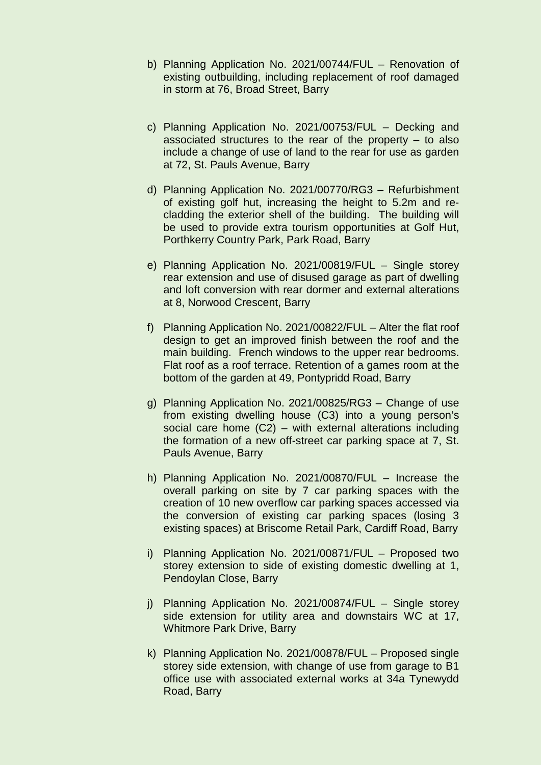b) Planning Application No. 2021/00744/FUL – Renovation of existing outbuilding, including replacement of roof damaged in storm at 76, Broad Street, Barry

c) Planning Application No. 2021/00753/FUL – Decking and associated structures to the rear of the property – to also include a change of use of land to the rear for use as garden at 72, St. Pauls Avenue, Barry

d) Planning Application No. 2021/00770/RG3 – Refurbishment of existing golf hut, increasing the height to 5.2m and re-cladding the exterior shell of the building. The building will be used to provide extra tourism opportunities at Golf Hut, Porthkerry Country Park, Park Road, Barry

e) Planning Application No. 2021/00819/FUL – Single storey rear extension and use of disused garage as part of dwelling and loft conversion with rear dormer and external alterations at 8, Norwood Crescent, Barry

f) Planning Application No. 2021/00822/FUL – Alter the flat roof design to get an improved finish between the roof and the main building. French windows to the upper rear bedrooms. Flat roof as a roof terrace. Retention of a games room at the bottom of the garden at 49, Pontypridd Road, Barry

g) Planning Application No. 2021/00825/RG3 – Change of use from existing dwelling house (C3) into a young person's social care home (C2) – with external alterations including the formation of a new off-street car parking space at 7, St. Pauls Avenue, Barry

h) Planning Application No. 2021/00870/FUL – Increase the overall parking on site by 7 car parking spaces with the creation of 10 new overflow car parking spaces accessed via the conversion of existing car parking spaces (losing 3 existing spaces) at Briscome Retail Park, Cardiff Road, Barry

i) Planning Application No. 2021/00871/FUL – Proposed two storey extension to side of existing domestic dwelling at 1, Pendoylan Close, Barry

j) Planning Application No. 2021/00874/FUL – Single storey side extension for utility area and downstairs WC at 17, Whitmore Park Drive, Barry

k) Planning Application No. 2021/00878/FUL – Proposed single storey side extension, with change of use from garage to B1 office use with associated external works at 34a Tynewydd Road, Barry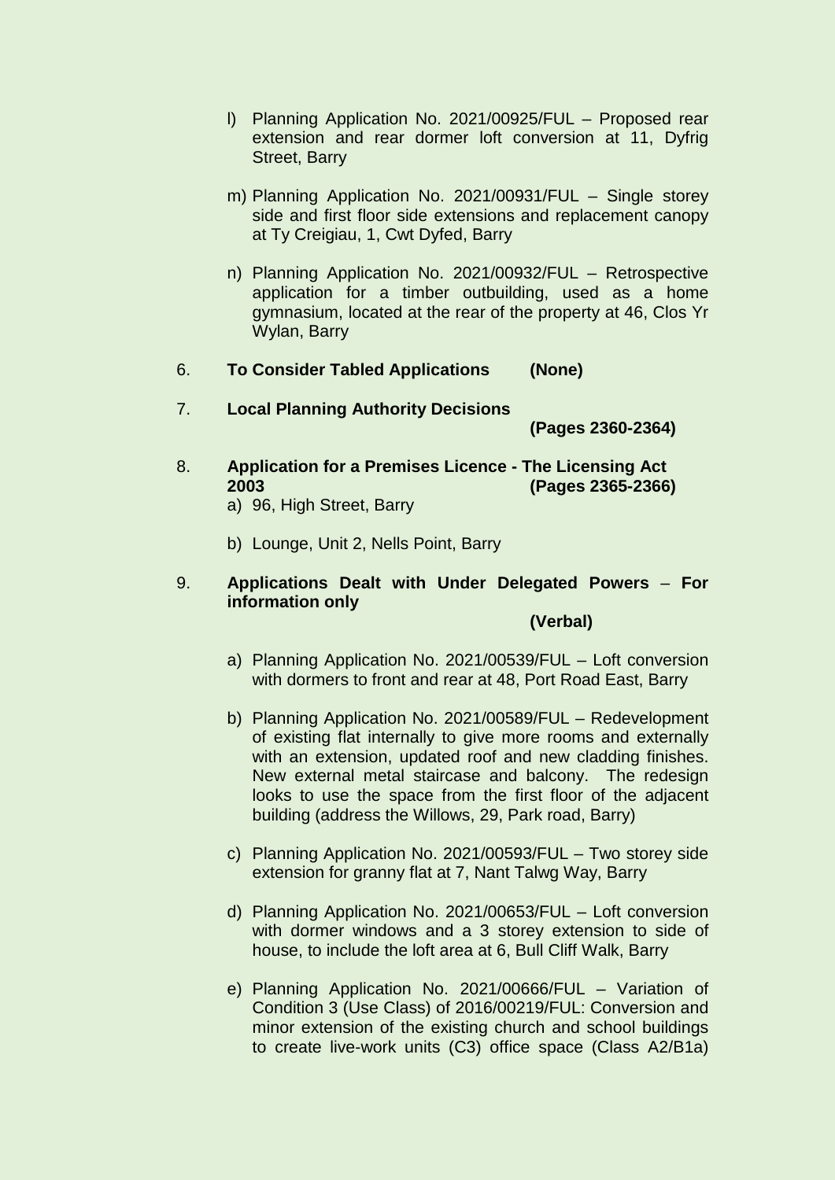l) Planning Application No. 2021/00925/FUL – Proposed rear extension and rear dormer loft conversion at 11, Dyfrig Street, Barry

m) Planning Application No. 2021/00931/FUL – Single storey side and first floor side extensions and replacement canopy at Ty Creigiau, 1, Cwt Dyfed, Barry

n) Planning Application No. 2021/00932/FUL – Retrospective application for a timber outbuilding, used as a home gymnasium, located at the rear of the property at 46, Clos Yr Wylan, Barry

6. **To Consider Tabled Applications (None)**

7. **Local Planning Authority Decisions**

   **(Pages 2360-2364)**

8. **Application for a Premises Licence - The Licensing Act 2003 (Pages 2365-2366)**

   a) 96, High Street, Barry

   b) Lounge, Unit 2, Nells Point, Barry

9. **Applications Dealt with Under Delegated Powers – For information only**

   **(Verbal)**

   a) Planning Application No. 2021/00539/FUL – Loft conversion with dormers to front and rear at 48, Port Road East, Barry

   b) Planning Application No. 2021/00589/FUL – Redevelopment of existing flat internally to give more rooms and externally with an extension, updated roof and new cladding finishes. New external metal staircase and balcony. The redesign looks to use the space from the first floor of the adjacent building (address the Willows, 29, Park road, Barry)

   c) Planning Application No. 2021/00593/FUL – Two storey side extension for granny flat at 7, Nant Talwg Way, Barry

   d) Planning Application No. 2021/00653/FUL – Loft conversion with dormer windows and a 3 storey extension to side of house, to include the loft area at 6, Bull Cliff Walk, Barry

   e) Planning Application No. 2021/00666/FUL – Variation of Condition 3 (Use Class) of 2016/00219/FUL: Conversion and minor extension of the existing church and school buildings to create live-work units (C3) office space (Class A2/B1a)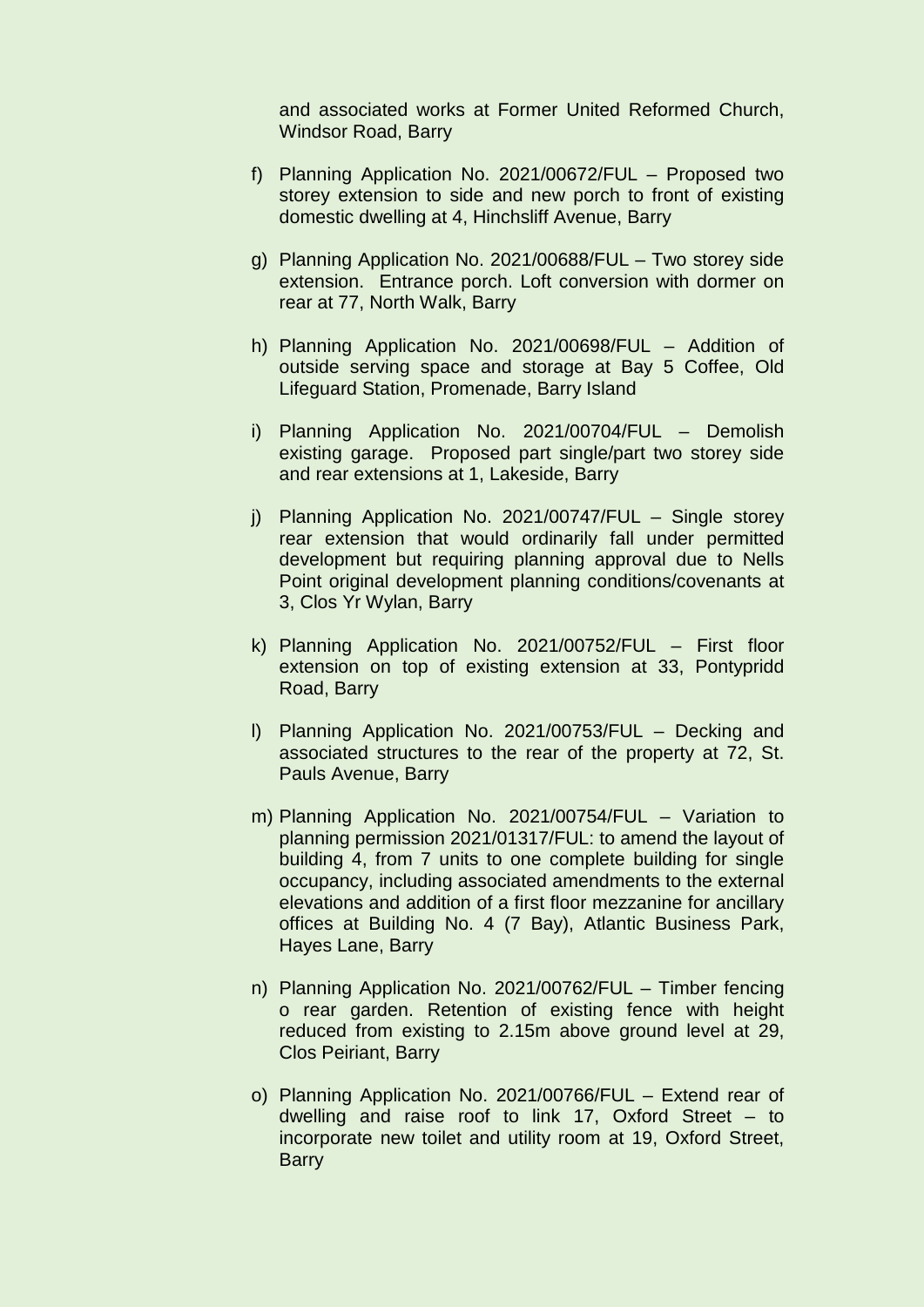and associated works at Former United Reformed Church, Windsor Road, Barry

f) Planning Application No. 2021/00672/FUL – Proposed two storey extension to side and new porch to front of existing domestic dwelling at 4, Hinchsliff Avenue, Barry

g) Planning Application No. 2021/00688/FUL – Two storey side extension. Entrance porch. Loft conversion with dormer on rear at 77, North Walk, Barry

h) Planning Application No. 2021/00698/FUL – Addition of outside serving space and storage at Bay 5 Coffee, Old Lifeguard Station, Promenade, Barry Island

i) Planning Application No. 2021/00704/FUL – Demolish existing garage. Proposed part single/part two storey side and rear extensions at 1, Lakeside, Barry

j) Planning Application No. 2021/00747/FUL – Single storey rear extension that would ordinarily fall under permitted development but requiring planning approval due to Nells Point original development planning conditions/covenants at 3, Clos Yr Wylan, Barry

k) Planning Application No. 2021/00752/FUL – First floor extension on top of existing extension at 33, Pontypridd Road, Barry

l) Planning Application No. 2021/00753/FUL – Decking and associated structures to the rear of the property at 72, St. Pauls Avenue, Barry

m) Planning Application No. 2021/00754/FUL – Variation to planning permission 2021/01317/FUL: to amend the layout of building 4, from 7 units to one complete building for single occupancy, including associated amendments to the external elevations and addition of a first floor mezzanine for ancillary offices at Building No. 4 (7 Bay), Atlantic Business Park, Hayes Lane, Barry

n) Planning Application No. 2021/00762/FUL – Timber fencing o rear garden. Retention of existing fence with height reduced from existing to 2.15m above ground level at 29, Clos Peiriant, Barry

o) Planning Application No. 2021/00766/FUL – Extend rear of dwelling and raise roof to link 17, Oxford Street – to incorporate new toilet and utility room at 19, Oxford Street, Barry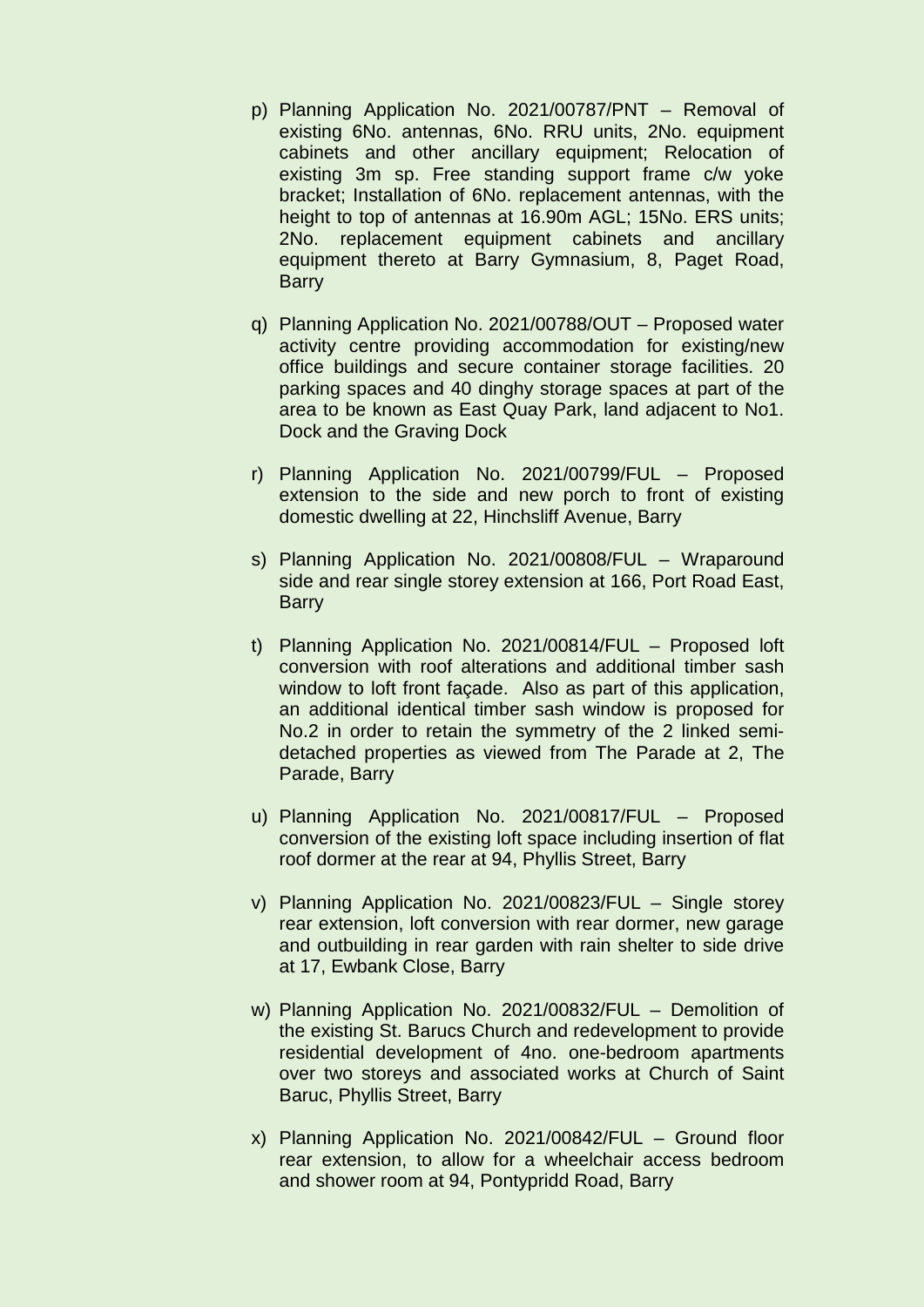p) Planning Application No. 2021/00787/PNT – Removal of existing 6No. antennas, 6No. RRU units, 2No. equipment cabinets and other ancillary equipment; Relocation of existing 3m sp. Free standing support frame c/w yoke bracket; Installation of 6No. replacement antennas, with the height to top of antennas at 16.90m AGL; 15No. ERS units; 2No. replacement equipment cabinets and ancillary equipment thereto at Barry Gymnasium, 8, Paget Road, Barry

q) Planning Application No. 2021/00788/OUT – Proposed water activity centre providing accommodation for existing/new office buildings and secure container storage facilities. 20 parking spaces and 40 dinghy storage spaces at part of the area to be known as East Quay Park, land adjacent to No1. Dock and the Graving Dock

r) Planning Application No. 2021/00799/FUL – Proposed extension to the side and new porch to front of existing domestic dwelling at 22, Hinchsliff Avenue, Barry

s) Planning Application No. 2021/00808/FUL – Wraparound side and rear single storey extension at 166, Port Road East, Barry

t) Planning Application No. 2021/00814/FUL – Proposed loft conversion with roof alterations and additional timber sash window to loft front façade. Also as part of this application, an additional identical timber sash window is proposed for No.2 in order to retain the symmetry of the 2 linked semi-detached properties as viewed from The Parade at 2, The Parade, Barry

u) Planning Application No. 2021/00817/FUL – Proposed conversion of the existing loft space including insertion of flat roof dormer at the rear at 94, Phyllis Street, Barry

v) Planning Application No. 2021/00823/FUL – Single storey rear extension, loft conversion with rear dormer, new garage and outbuilding in rear garden with rain shelter to side drive at 17, Ewbank Close, Barry

w) Planning Application No. 2021/00832/FUL – Demolition of the existing St. Barucs Church and redevelopment to provide residential development of 4no. one-bedroom apartments over two storeys and associated works at Church of Saint Baruc, Phyllis Street, Barry

x) Planning Application No. 2021/00842/FUL – Ground floor rear extension, to allow for a wheelchair access bedroom and shower room at 94, Pontypridd Road, Barry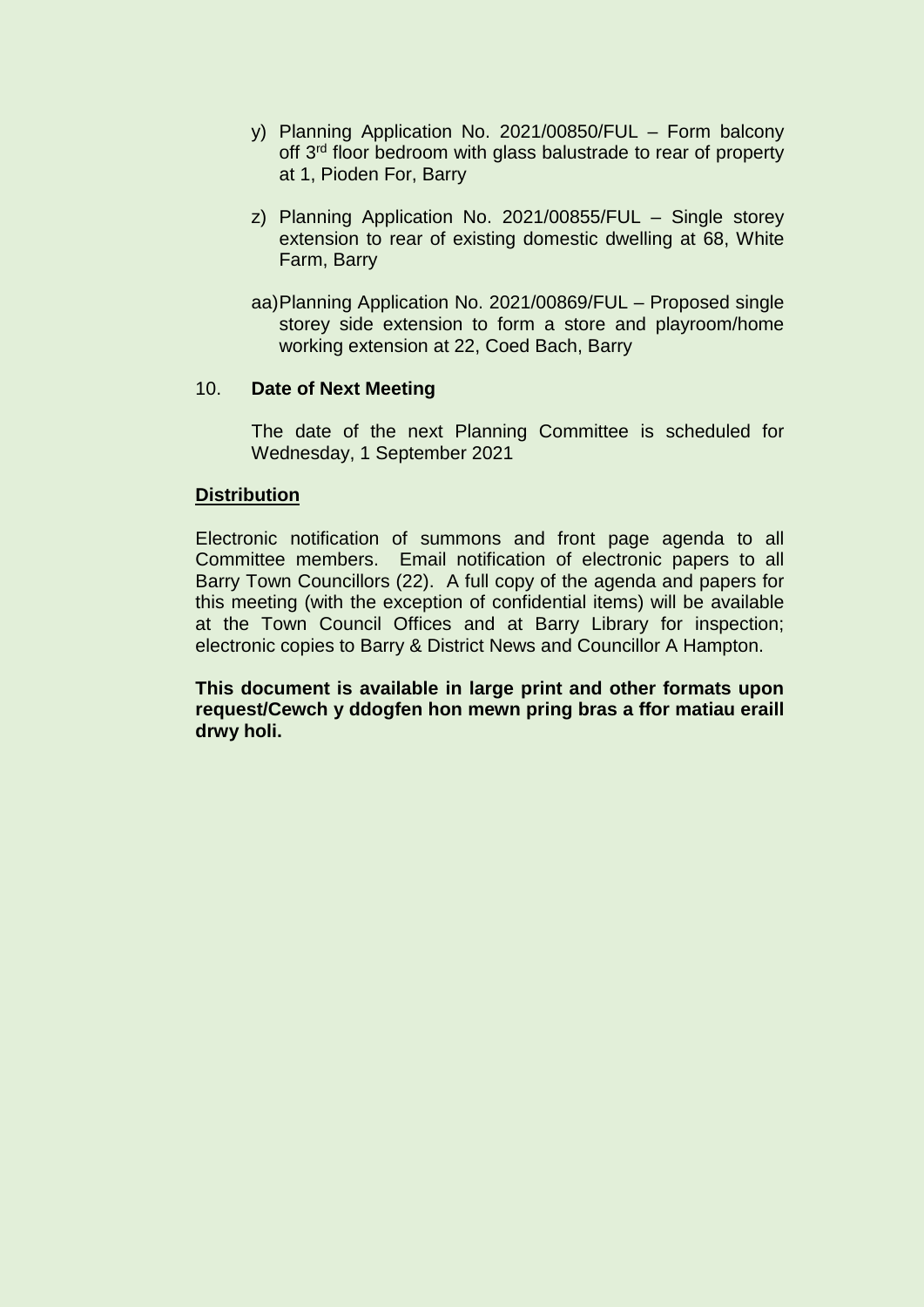y) Planning Application No. 2021/00850/FUL – Form balcony off 3rd floor bedroom with glass balustrade to rear of property at 1, Pioden For, Barry

z) Planning Application No. 2021/00855/FUL – Single storey extension to rear of existing domestic dwelling at 68, White Farm, Barry

aa) Planning Application No. 2021/00869/FUL – Proposed single storey side extension to form a store and playroom/home working extension at 22, Coed Bach, Barry

10. **Date of Next Meeting**

The date of the next Planning Committee is scheduled for Wednesday, 1 September 2021

**Distribution**

Electronic notification of summons and front page agenda to all Committee members. Email notification of electronic papers to all Barry Town Councillors (22). A full copy of the agenda and papers for this meeting (with the exception of confidential items) will be available at the Town Council Offices and at Barry Library for inspection; electronic copies to Barry & District News and Councillor A Hampton.

**This document is available in large print and other formats upon request/Cewch y ddogfen hon mewn pring bras a ffor matiau eraill drwy holi.**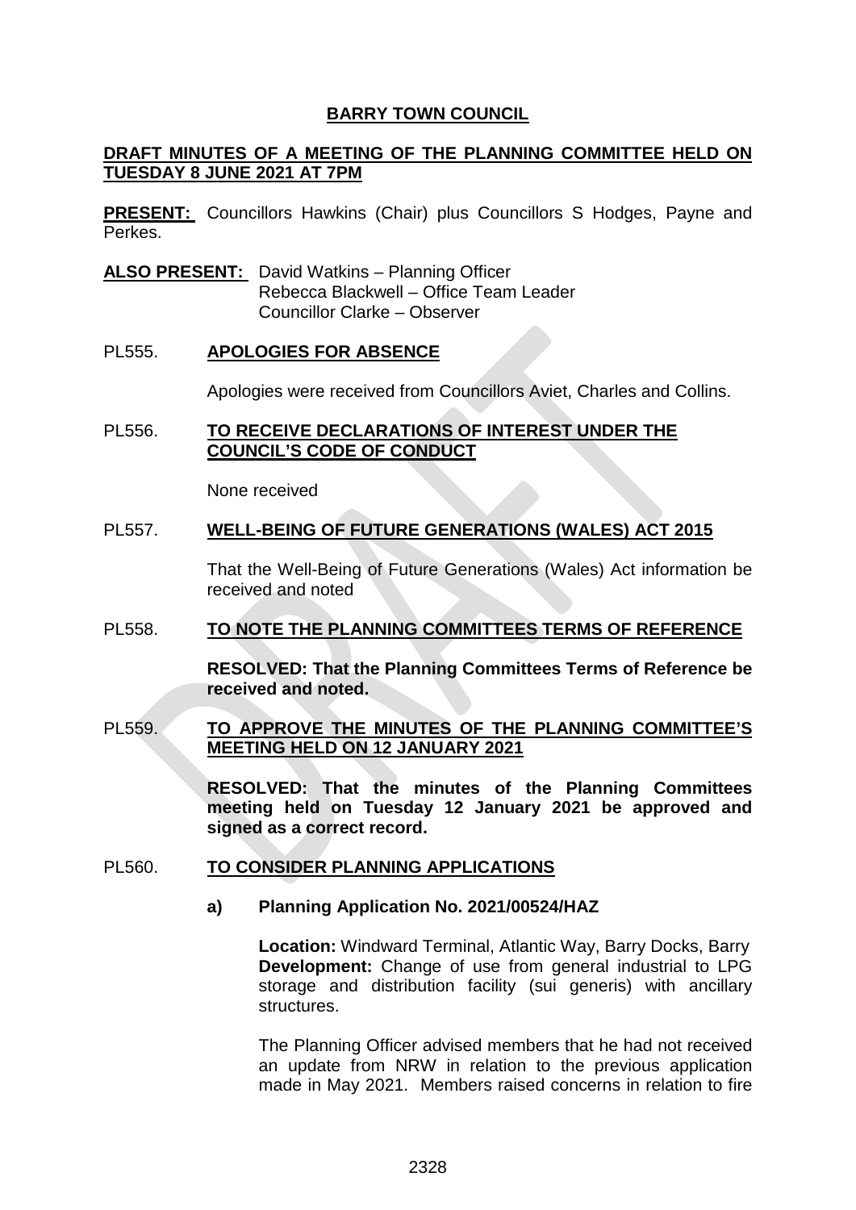**BARRY TOWN COUNCIL**

**DRAFT MINUTES OF A MEETING OF THE PLANNING COMMITTEE HELD ON TUESDAY 8 JUNE 2021 AT 7PM**

**PRESENT:** Councillors Hawkins (Chair) plus Councillors S Hodges, Payne and Perkes.

**ALSO PRESENT:** David Watkins – Planning Officer
Rebecca Blackwell – Office Team Leader
Councillor Clarke – Observer

PL555. **APOLOGIES FOR ABSENCE**

Apologies were received from Councillors Aviet, Charles and Collins.

PL556. **TO RECEIVE DECLARATIONS OF INTEREST UNDER THE COUNCIL'S CODE OF CONDUCT**

None received

PL557. **WELL-BEING OF FUTURE GENERATIONS (WALES) ACT 2015**

That the Well-Being of Future Generations (Wales) Act information be received and noted

PL558. **TO NOTE THE PLANNING COMMITTEES TERMS OF REFERENCE**

**RESOLVED: That the Planning Committees Terms of Reference be received and noted.**

PL559. **TO APPROVE THE MINUTES OF THE PLANNING COMMITTEE'S MEETING HELD ON 12 JANUARY 2021**

**RESOLVED: That the minutes of the Planning Committees meeting held on Tuesday 12 January 2021 be approved and signed as a correct record.**

PL560. **TO CONSIDER PLANNING APPLICATIONS**

**a) Planning Application No. 2021/00524/HAZ**

**Location:** Windward Terminal, Atlantic Way, Barry Docks, Barry
**Development:** Change of use from general industrial to LPG storage and distribution facility (sui generis) with ancillary structures.

The Planning Officer advised members that he had not received an update from NRW in relation to the previous application made in May 2021. Members raised concerns in relation to fire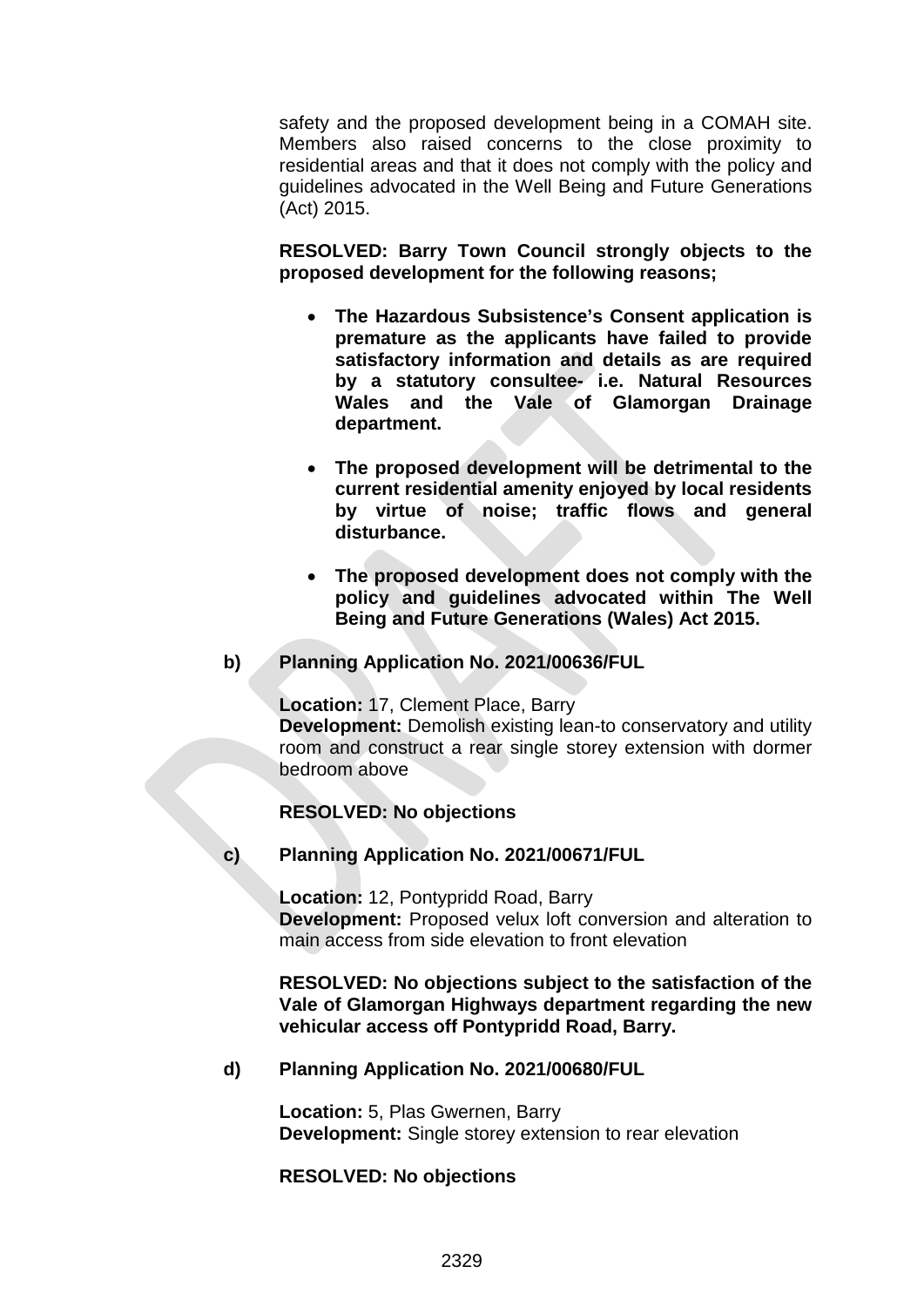safety and the proposed development being in a COMAH site. Members also raised concerns to the close proximity to residential areas and that it does not comply with the policy and guidelines advocated in the Well Being and Future Generations (Act) 2015.

**RESOLVED: Barry Town Council strongly objects to the proposed development for the following reasons;**

- **The Hazardous Subsistence's Consent application is premature as the applicants have failed to provide satisfactory information and details as are required by a statutory consultee- i.e. Natural Resources Wales and the Vale of Glamorgan Drainage department.**
- **The proposed development will be detrimental to the current residential amenity enjoyed by local residents by virtue of noise; traffic flows and general disturbance.**
- **The proposed development does not comply with the policy and guidelines advocated within The Well Being and Future Generations (Wales) Act 2015.**

**b) Planning Application No. 2021/00636/FUL**

**Location:** 17, Clement Place, Barry
**Development:** Demolish existing lean-to conservatory and utility room and construct a rear single storey extension with dormer bedroom above

**RESOLVED: No objections**

**c) Planning Application No. 2021/00671/FUL**

**Location:** 12, Pontypridd Road, Barry
**Development:** Proposed velux loft conversion and alteration to main access from side elevation to front elevation

**RESOLVED: No objections subject to the satisfaction of the Vale of Glamorgan Highways department regarding the new vehicular access off Pontypridd Road, Barry.**

**d) Planning Application No. 2021/00680/FUL**

**Location:** 5, Plas Gwernen, Barry
**Development:** Single storey extension to rear elevation

**RESOLVED: No objections**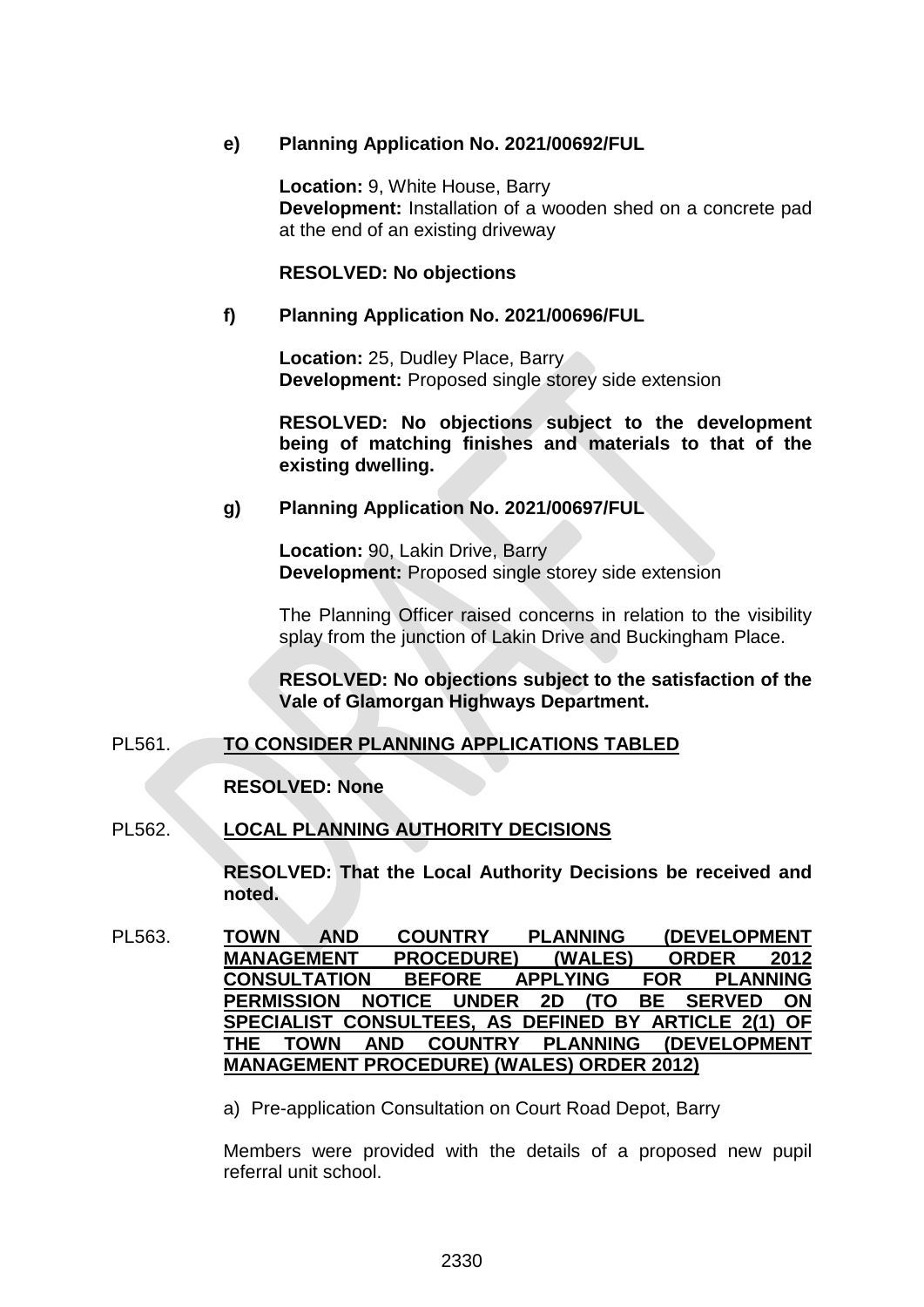**e) Planning Application No. 2021/00692/FUL**

**Location:** 9, White House, Barry
**Development:** Installation of a wooden shed on a concrete pad at the end of an existing driveway

**RESOLVED: No objections**

**f) Planning Application No. 2021/00696/FUL**

**Location:** 25, Dudley Place, Barry
**Development:** Proposed single storey side extension

**RESOLVED: No objections subject to the development being of matching finishes and materials to that of the existing dwelling.**

**g) Planning Application No. 2021/00697/FUL**

**Location:** 90, Lakin Drive, Barry
**Development:** Proposed single storey side extension

The Planning Officer raised concerns in relation to the visibility splay from the junction of Lakin Drive and Buckingham Place.

**RESOLVED: No objections subject to the satisfaction of the Vale of Glamorgan Highways Department.**

PL561. **TO CONSIDER PLANNING APPLICATIONS TABLED**

**RESOLVED: None**

PL562. **LOCAL PLANNING AUTHORITY DECISIONS**

**RESOLVED: That the Local Authority Decisions be received and noted.**

PL563. **TOWN AND COUNTRY PLANNING (DEVELOPMENT MANAGEMENT PROCEDURE) (WALES) ORDER 2012 CONSULTATION BEFORE APPLYING FOR PLANNING PERMISSION NOTICE UNDER 2D (TO BE SERVED ON SPECIALIST CONSULTEES, AS DEFINED BY ARTICLE 2(1) OF THE TOWN AND COUNTRY PLANNING (DEVELOPMENT MANAGEMENT PROCEDURE) (WALES) ORDER 2012)**

a) Pre-application Consultation on Court Road Depot, Barry

Members were provided with the details of a proposed new pupil referral unit school.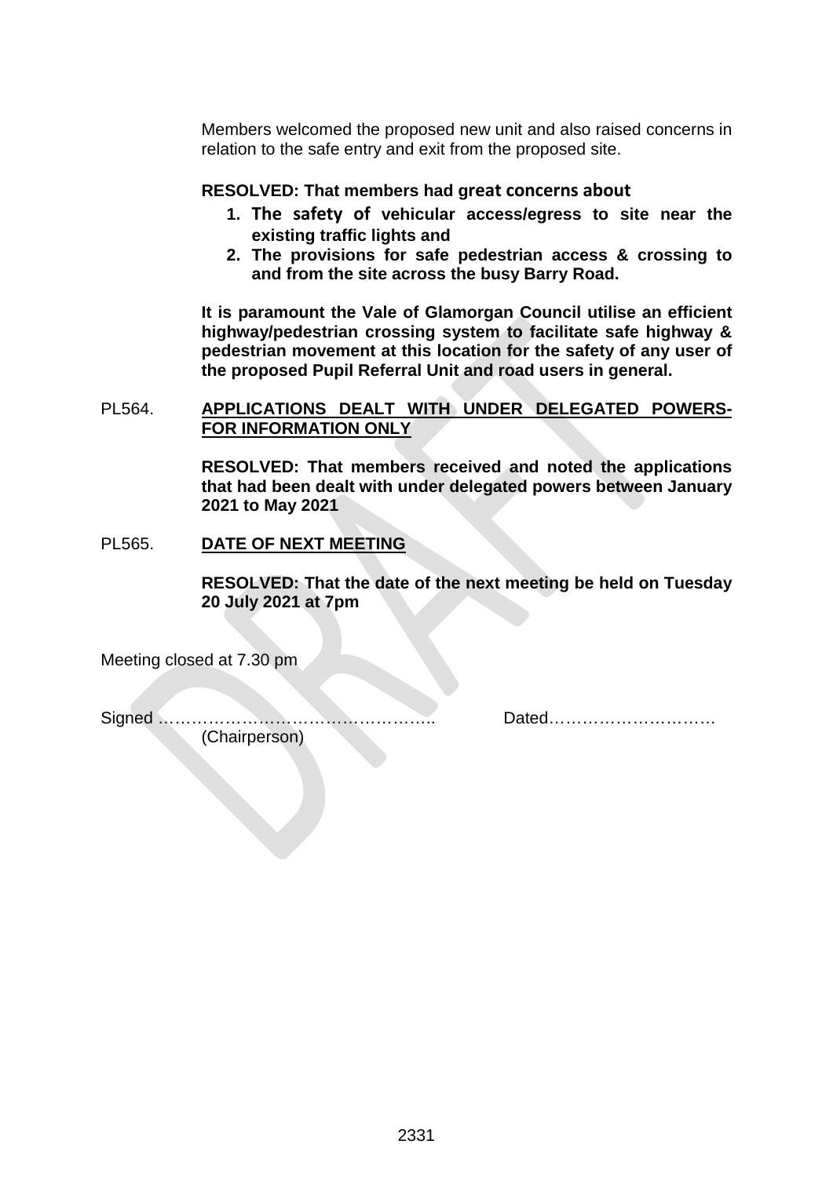Members welcomed the proposed new unit and also raised concerns in relation to the safe entry and exit from the proposed site.

**RESOLVED: That members had great concerns about**

1. **The safety of vehicular access/egress to site near the existing traffic lights and**
2. **The provisions for safe pedestrian access & crossing to and from the site across the busy Barry Road.**

**It is paramount the Vale of Glamorgan Council utilise an efficient highway/pedestrian crossing system to facilitate safe highway & pedestrian movement at this location for the safety of any user of the proposed Pupil Referral Unit and road users in general.**

PL564. **APPLICATIONS DEALT WITH UNDER DELEGATED POWERS- FOR INFORMATION ONLY**

**RESOLVED: That members received and noted the applications that had been dealt with under delegated powers between January 2021 to May 2021**

PL565. **DATE OF NEXT MEETING**

**RESOLVED: That the date of the next meeting be held on Tuesday 20 July 2021 at 7pm**

Meeting closed at 7.30 pm

Signed …………………………………………. (Chairperson)

Dated…………………………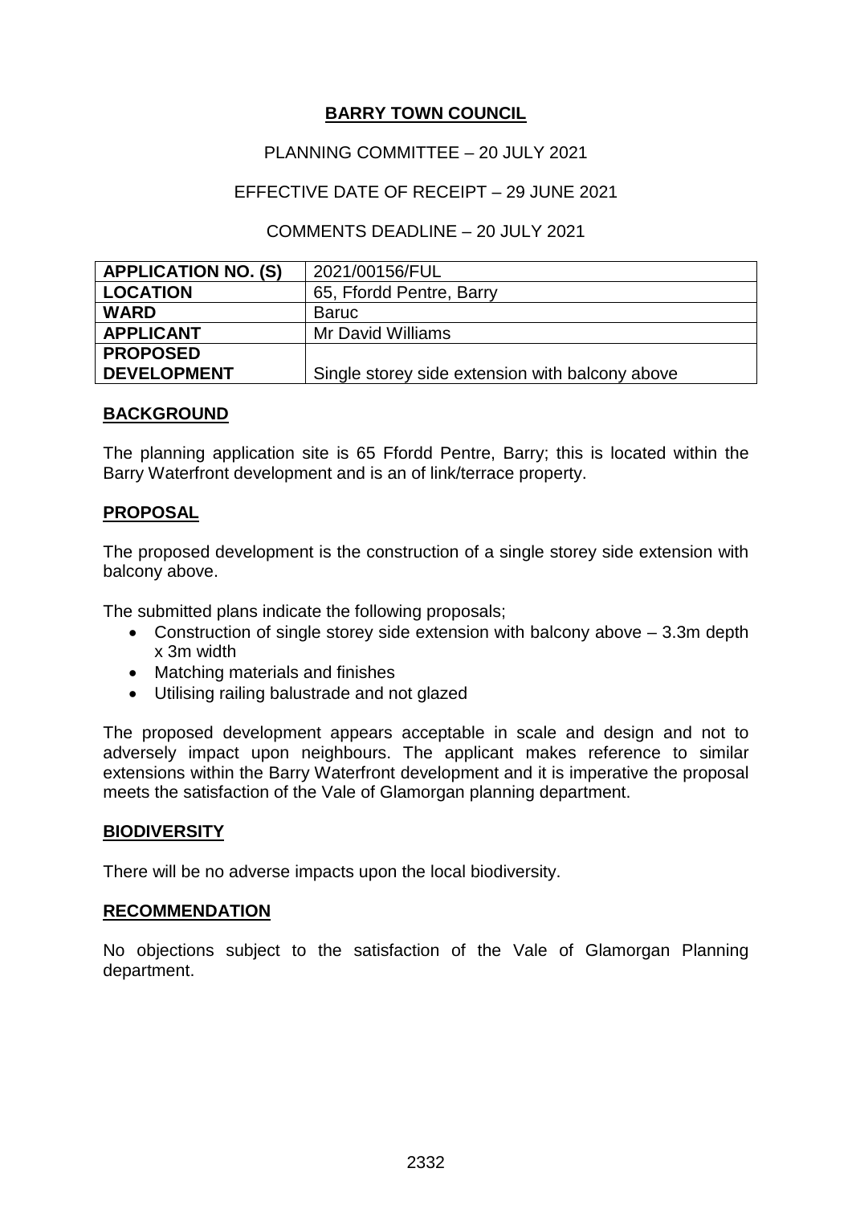**BARRY TOWN COUNCIL**

PLANNING COMMITTEE – 20 JULY 2021

EFFECTIVE DATE OF RECEIPT – 29 JUNE 2021

COMMENTS DEADLINE – 20 JULY 2021

| | |
|---|---|
| **APPLICATION NO. (S)** | 2021/00156/FUL |
| **LOCATION** | 65, Ffordd Pentre, Barry |
| **WARD** | Baruc |
| **APPLICANT** | Mr David Williams |
| **PROPOSED DEVELOPMENT** | Single storey side extension with balcony above |

**BACKGROUND**

The planning application site is 65 Ffordd Pentre, Barry; this is located within the Barry Waterfront development and is an of link/terrace property.

**PROPOSAL**

The proposed development is the construction of a single storey side extension with balcony above.

The submitted plans indicate the following proposals;

- Construction of single storey side extension with balcony above – 3.3m depth x 3m width
- Matching materials and finishes
- Utilising railing balustrade and not glazed

The proposed development appears acceptable in scale and design and not to adversely impact upon neighbours. The applicant makes reference to similar extensions within the Barry Waterfront development and it is imperative the proposal meets the satisfaction of the Vale of Glamorgan planning department.

**BIODIVERSITY**

There will be no adverse impacts upon the local biodiversity.

**RECOMMENDATION**

No objections subject to the satisfaction of the Vale of Glamorgan Planning department.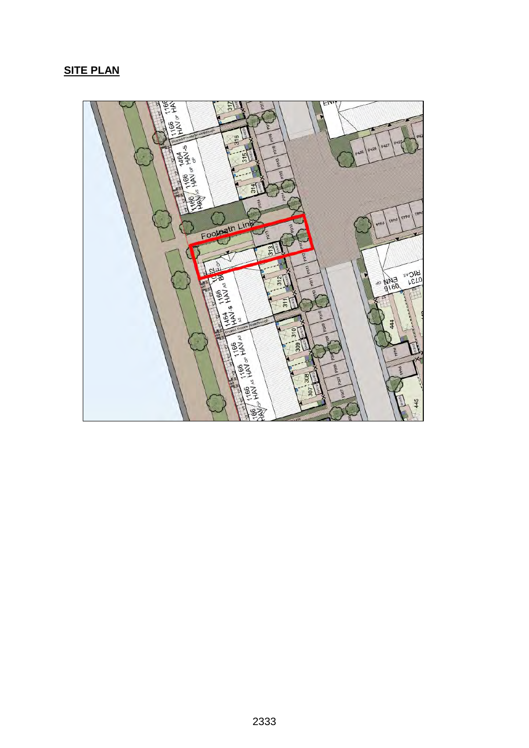## SITE PLAN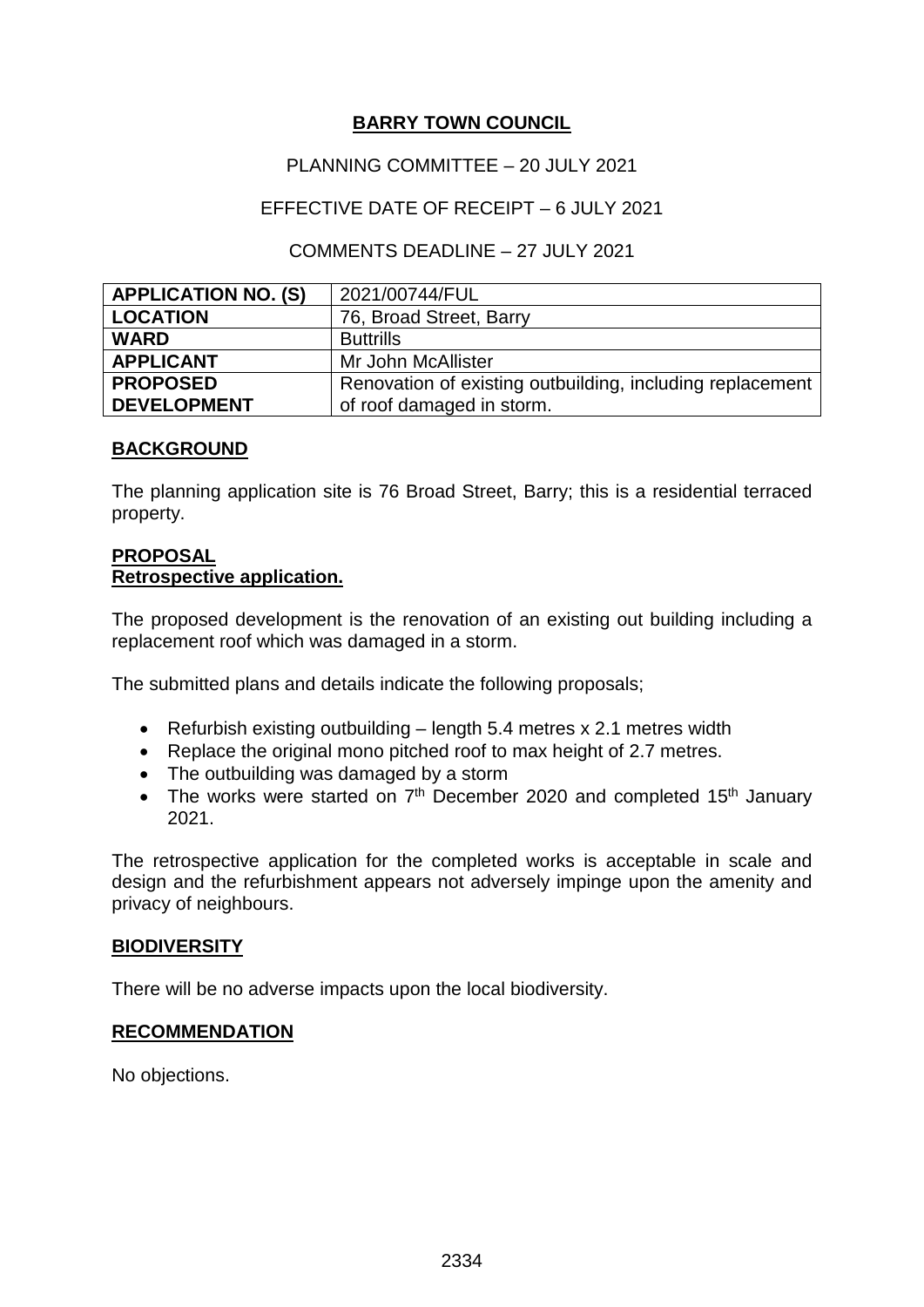**BARRY TOWN COUNCIL**

PLANNING COMMITTEE – 20 JULY 2021

EFFECTIVE DATE OF RECEIPT – 6 JULY 2021

COMMENTS DEADLINE – 27 JULY 2021

| | |
|---|---|
| **APPLICATION NO. (S)** | 2021/00744/FUL |
| **LOCATION** | 76, Broad Street, Barry |
| **WARD** | Buttrills |
| **APPLICANT** | Mr John McAllister |
| **PROPOSED DEVELOPMENT** | Renovation of existing outbuilding, including replacement of roof damaged in storm. |

**BACKGROUND**

The planning application site is 76 Broad Street, Barry; this is a residential terraced property.

**PROPOSAL**
**Retrospective application.**

The proposed development is the renovation of an existing out building including a replacement roof which was damaged in a storm.

The submitted plans and details indicate the following proposals;

- Refurbish existing outbuilding – length 5.4 metres x 2.1 metres width
- Replace the original mono pitched roof to max height of 2.7 metres.
- The outbuilding was damaged by a storm
- The works were started on 7th December 2020 and completed 15th January 2021.

The retrospective application for the completed works is acceptable in scale and design and the refurbishment appears not adversely impinge upon the amenity and privacy of neighbours.

**BIODIVERSITY**

There will be no adverse impacts upon the local biodiversity.

**RECOMMENDATION**

No objections.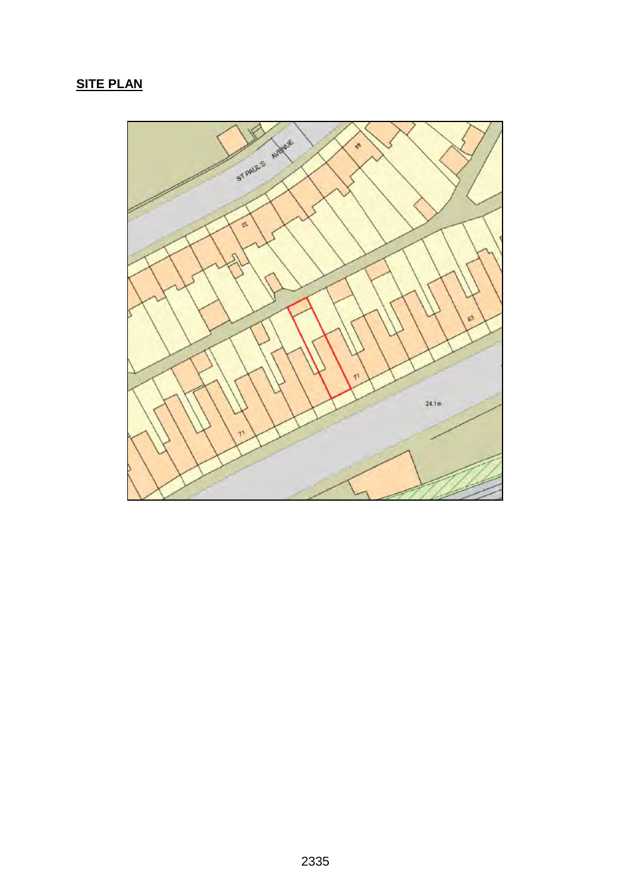## SITE PLAN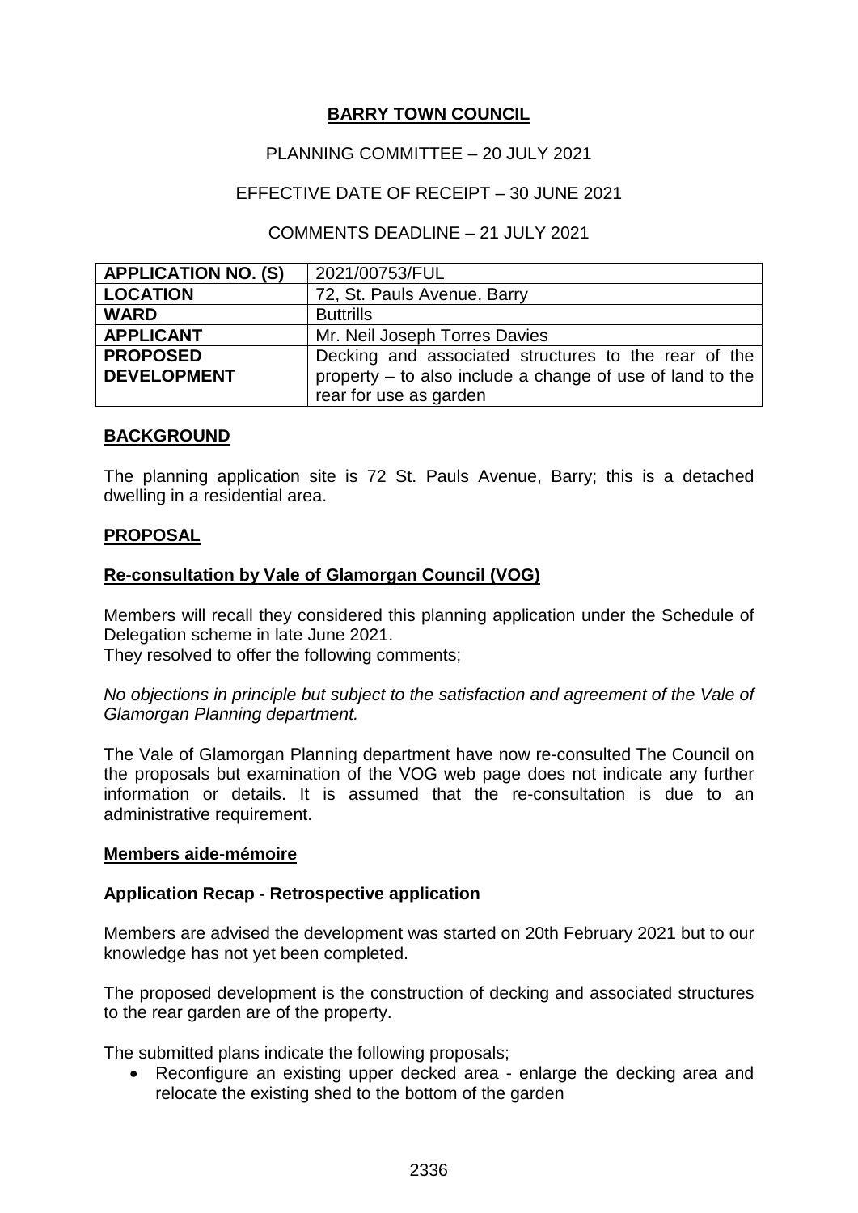**BARRY TOWN COUNCIL**

PLANNING COMMITTEE – 20 JULY 2021

EFFECTIVE DATE OF RECEIPT – 30 JUNE 2021

COMMENTS DEADLINE – 21 JULY 2021

| | |
|---|---|
| **APPLICATION NO. (S)** | 2021/00753/FUL |
| **LOCATION** | 72, St. Pauls Avenue, Barry |
| **WARD** | Buttrills |
| **APPLICANT** | Mr. Neil Joseph Torres Davies |
| **PROPOSED DEVELOPMENT** | Decking and associated structures to the rear of the property – to also include a change of use of land to the rear for use as garden |

**BACKGROUND**

The planning application site is 72 St. Pauls Avenue, Barry; this is a detached dwelling in a residential area.

**PROPOSAL**

**Re-consultation by Vale of Glamorgan Council (VOG)**

Members will recall they considered this planning application under the Schedule of Delegation scheme in late June 2021.
They resolved to offer the following comments;

*No objections in principle but subject to the satisfaction and agreement of the Vale of Glamorgan Planning department.*

The Vale of Glamorgan Planning department have now re-consulted The Council on the proposals but examination of the VOG web page does not indicate any further information or details. It is assumed that the re-consultation is due to an administrative requirement.

**Members aide-mémoire**

**Application Recap - Retrospective application**

Members are advised the development was started on 20th February 2021 but to our knowledge has not yet been completed.

The proposed development is the construction of decking and associated structures to the rear garden are of the property.

The submitted plans indicate the following proposals;

- Reconfigure an existing upper decked area - enlarge the decking area and relocate the existing shed to the bottom of the garden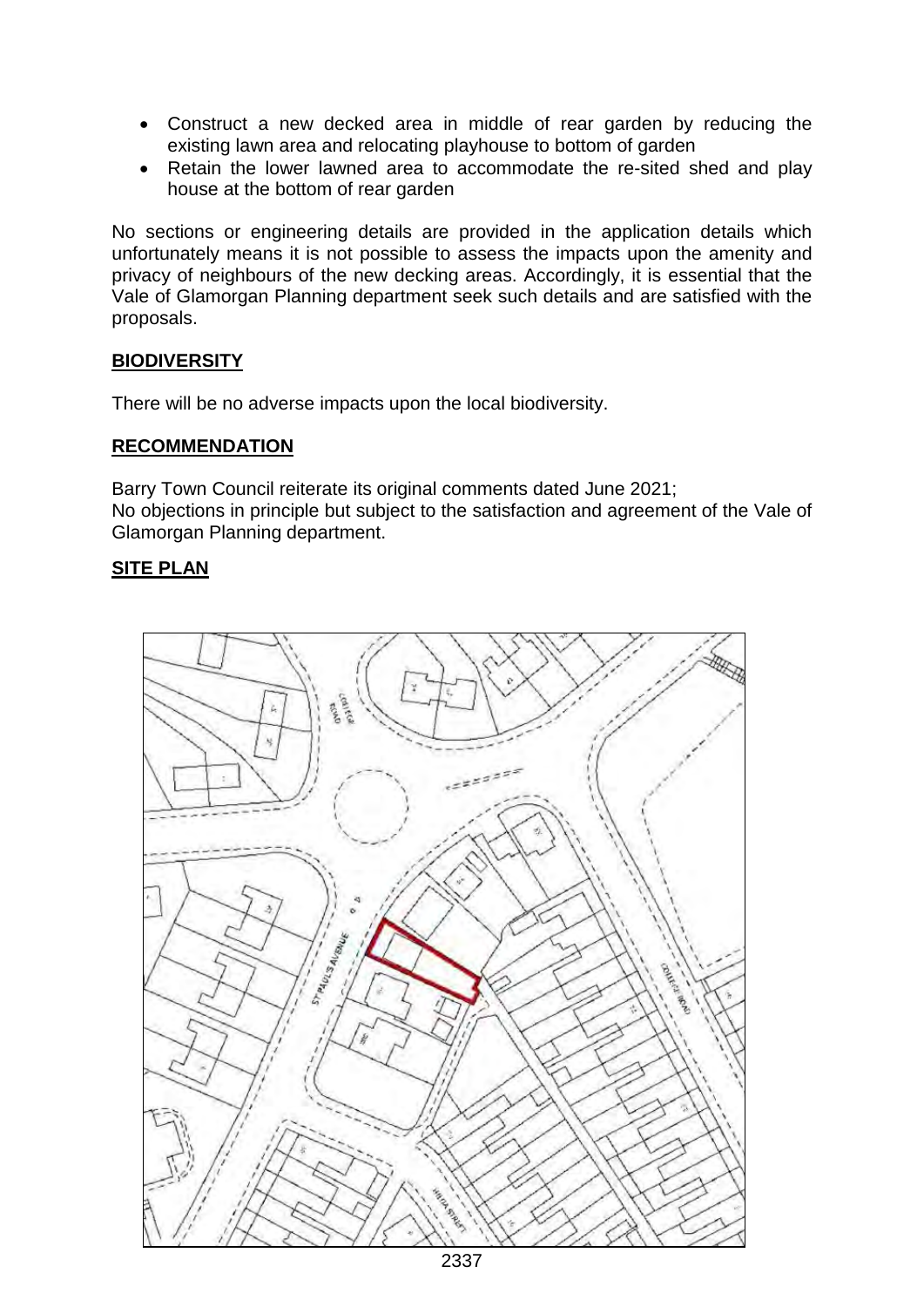- Construct a new decked area in middle of rear garden by reducing the existing lawn area and relocating playhouse to bottom of garden
- Retain the lower lawned area to accommodate the re-sited shed and play house at the bottom of rear garden

No sections or engineering details are provided in the application details which unfortunately means it is not possible to assess the impacts upon the amenity and privacy of neighbours of the new decking areas. Accordingly, it is essential that the Vale of Glamorgan Planning department seek such details and are satisfied with the proposals.

**BIODIVERSITY**

There will be no adverse impacts upon the local biodiversity.

**RECOMMENDATION**

Barry Town Council reiterate its original comments dated June 2021;
No objections in principle but subject to the satisfaction and agreement of the Vale of Glamorgan Planning department.

**SITE PLAN**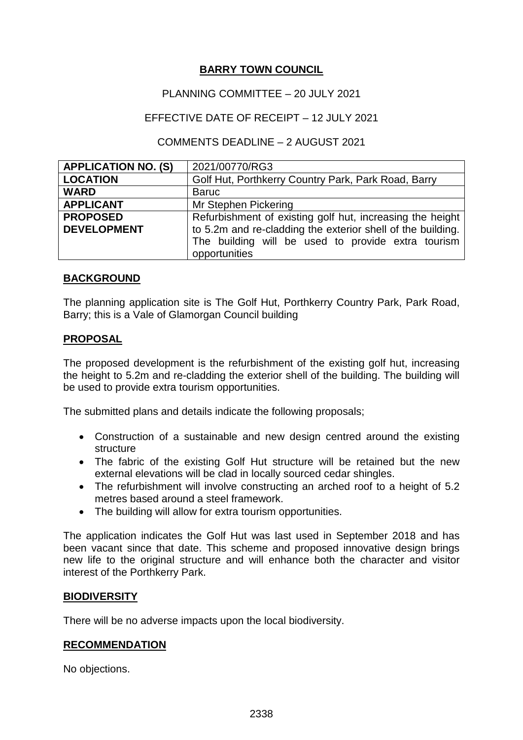# BARRY TOWN COUNCIL

PLANNING COMMITTEE – 20 JULY 2021

EFFECTIVE DATE OF RECEIPT – 12 JULY 2021

COMMENTS DEADLINE – 2 AUGUST 2021

| | |
|---|---|
| **APPLICATION NO. (S)** | 2021/00770/RG3 |
| **LOCATION** | Golf Hut, Porthkerry Country Park, Park Road, Barry |
| **WARD** | Baruc |
| **APPLICANT** | Mr Stephen Pickering |
| **PROPOSED DEVELOPMENT** | Refurbishment of existing golf hut, increasing the height to 5.2m and re-cladding the exterior shell of the building. The building will be used to provide extra tourism opportunities |

## BACKGROUND

The planning application site is The Golf Hut, Porthkerry Country Park, Park Road, Barry; this is a Vale of Glamorgan Council building

## PROPOSAL

The proposed development is the refurbishment of the existing golf hut, increasing the height to 5.2m and re-cladding the exterior shell of the building. The building will be used to provide extra tourism opportunities.

The submitted plans and details indicate the following proposals;

- Construction of a sustainable and new design centred around the existing structure
- The fabric of the existing Golf Hut structure will be retained but the new external elevations will be clad in locally sourced cedar shingles.
- The refurbishment will involve constructing an arched roof to a height of 5.2 metres based around a steel framework.
- The building will allow for extra tourism opportunities.

The application indicates the Golf Hut was last used in September 2018 and has been vacant since that date. This scheme and proposed innovative design brings new life to the original structure and will enhance both the character and visitor interest of the Porthkerry Park.

## BIODIVERSITY

There will be no adverse impacts upon the local biodiversity.

## RECOMMENDATION

No objections.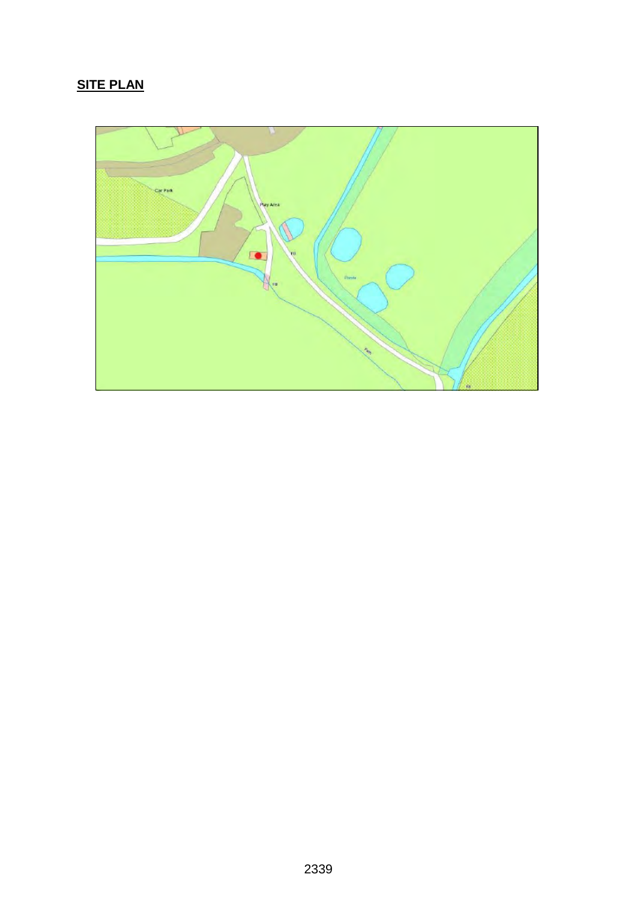## SITE PLAN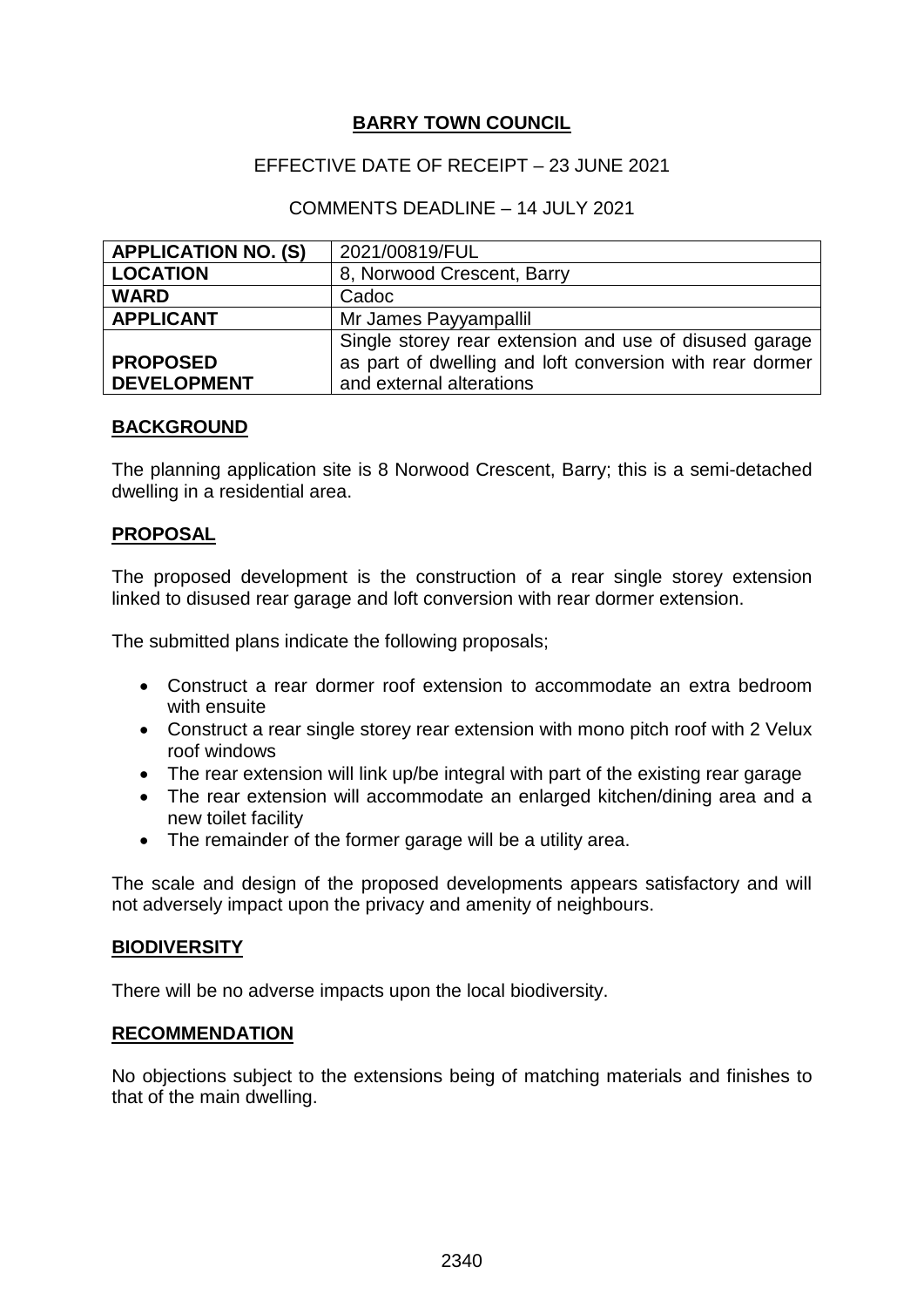# BARRY TOWN COUNCIL

EFFECTIVE DATE OF RECEIPT – 23 JUNE 2021

COMMENTS DEADLINE – 14 JULY 2021

| | |
|---|---|
| **APPLICATION NO. (S)** | 2021/00819/FUL |
| **LOCATION** | 8, Norwood Crescent, Barry |
| **WARD** | Cadoc |
| **APPLICANT** | Mr James Payyampallil |
| **PROPOSED DEVELOPMENT** | Single storey rear extension and use of disused garage as part of dwelling and loft conversion with rear dormer and external alterations |

## BACKGROUND

The planning application site is 8 Norwood Crescent, Barry; this is a semi-detached dwelling in a residential area.

## PROPOSAL

The proposed development is the construction of a rear single storey extension linked to disused rear garage and loft conversion with rear dormer extension.

The submitted plans indicate the following proposals;

- Construct a rear dormer roof extension to accommodate an extra bedroom with ensuite
- Construct a rear single storey rear extension with mono pitch roof with 2 Velux roof windows
- The rear extension will link up/be integral with part of the existing rear garage
- The rear extension will accommodate an enlarged kitchen/dining area and a new toilet facility
- The remainder of the former garage will be a utility area.

The scale and design of the proposed developments appears satisfactory and will not adversely impact upon the privacy and amenity of neighbours.

## BIODIVERSITY

There will be no adverse impacts upon the local biodiversity.

## RECOMMENDATION

No objections subject to the extensions being of matching materials and finishes to that of the main dwelling.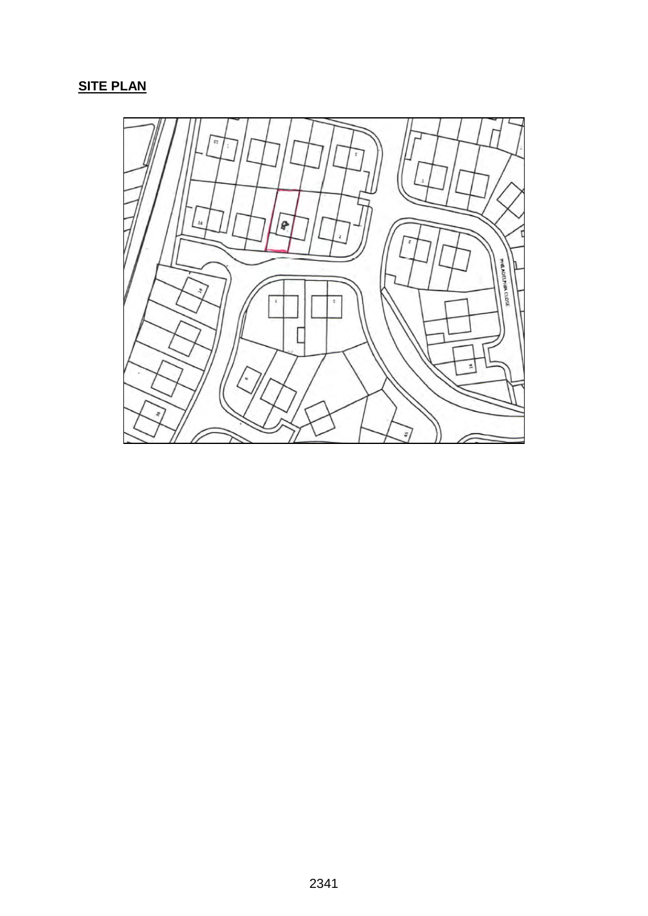**SITE PLAN**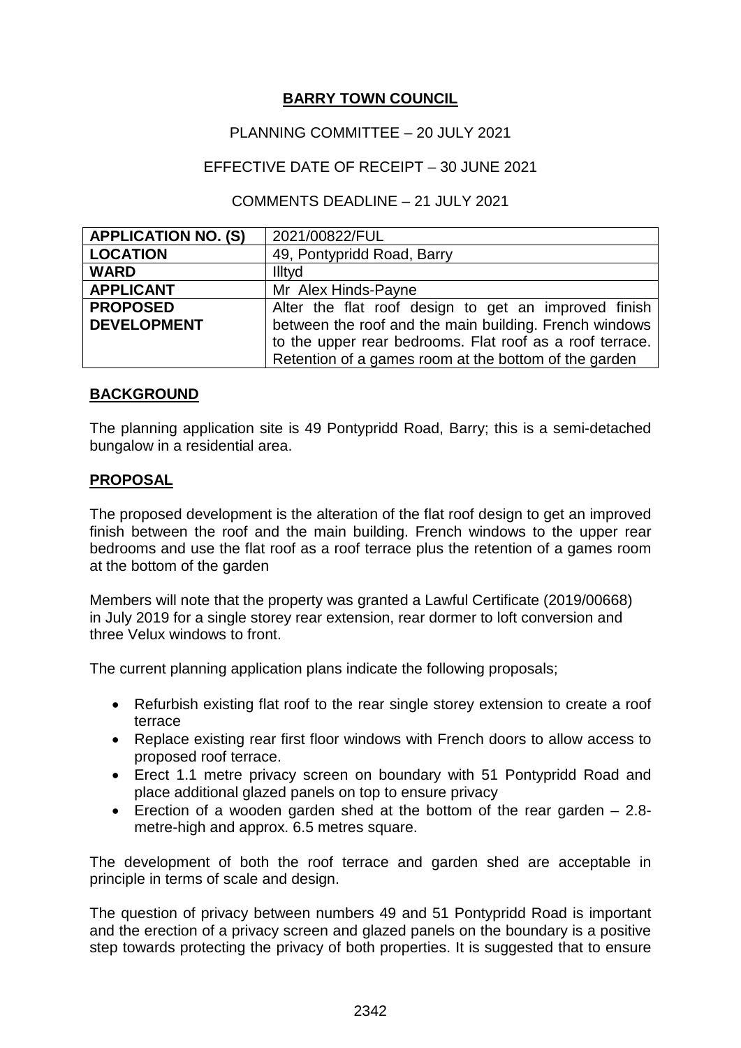**BARRY TOWN COUNCIL**

PLANNING COMMITTEE – 20 JULY 2021

EFFECTIVE DATE OF RECEIPT – 30 JUNE 2021

COMMENTS DEADLINE – 21 JULY 2021

| APPLICATION NO. (S) | 2021/00822/FUL |
|---|---|
| LOCATION | 49, Pontypridd Road, Barry |
| WARD | Illtyd |
| APPLICANT | Mr Alex Hinds-Payne |
| PROPOSED DEVELOPMENT | Alter the flat roof design to get an improved finish between the roof and the main building. French windows to the upper rear bedrooms. Flat roof as a roof terrace. Retention of a games room at the bottom of the garden |

## BACKGROUND

The planning application site is 49 Pontypridd Road, Barry; this is a semi-detached bungalow in a residential area.

## PROPOSAL

The proposed development is the alteration of the flat roof design to get an improved finish between the roof and the main building. French windows to the upper rear bedrooms and use the flat roof as a roof terrace plus the retention of a games room at the bottom of the garden

Members will note that the property was granted a Lawful Certificate (2019/00668) in July 2019 for a single storey rear extension, rear dormer to loft conversion and three Velux windows to front.

The current planning application plans indicate the following proposals;

- Refurbish existing flat roof to the rear single storey extension to create a roof terrace
- Replace existing rear first floor windows with French doors to allow access to proposed roof terrace.
- Erect 1.1 metre privacy screen on boundary with 51 Pontypridd Road and place additional glazed panels on top to ensure privacy
- Erection of a wooden garden shed at the bottom of the rear garden – 2.8-metre-high and approx. 6.5 metres square.

The development of both the roof terrace and garden shed are acceptable in principle in terms of scale and design.

The question of privacy between numbers 49 and 51 Pontypridd Road is important and the erection of a privacy screen and glazed panels on the boundary is a positive step towards protecting the privacy of both properties. It is suggested that to ensure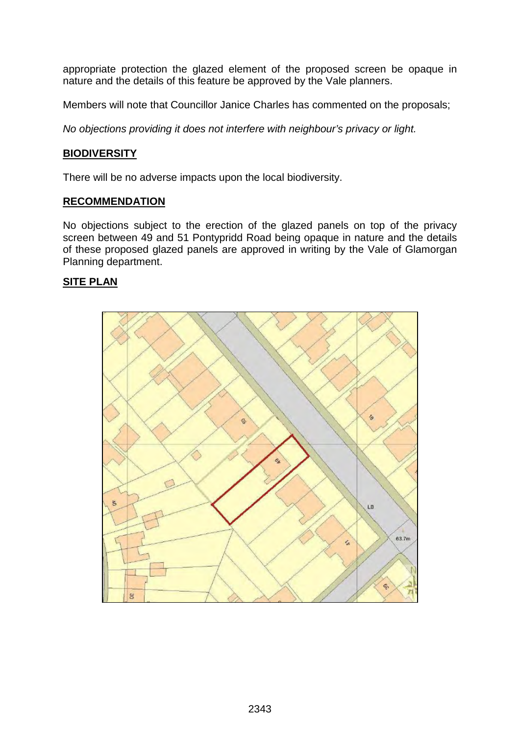appropriate protection the glazed element of the proposed screen be opaque in nature and the details of this feature be approved by the Vale planners.

Members will note that Councillor Janice Charles has commented on the proposals;

*No objections providing it does not interfere with neighbour's privacy or light.*

## BIODIVERSITY

There will be no adverse impacts upon the local biodiversity.

## RECOMMENDATION

No objections subject to the erection of the glazed panels on top of the privacy screen between 49 and 51 Pontypridd Road being opaque in nature and the details of these proposed glazed panels are approved in writing by the Vale of Glamorgan Planning department.

## SITE PLAN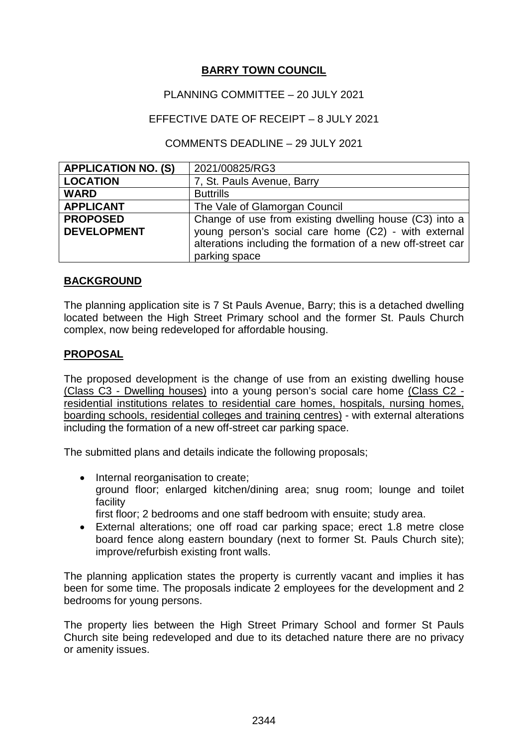**BARRY TOWN COUNCIL**

PLANNING COMMITTEE – 20 JULY 2021

EFFECTIVE DATE OF RECEIPT – 8 JULY 2021

COMMENTS DEADLINE – 29 JULY 2021

| **APPLICATION NO. (S)** | 2021/00825/RG3 |
|---|---|
| **LOCATION** | 7, St. Pauls Avenue, Barry |
| **WARD** | Buttrills |
| **APPLICANT** | The Vale of Glamorgan Council |
| **PROPOSED DEVELOPMENT** | Change of use from existing dwelling house (C3) into a young person's social care home (C2) - with external alterations including the formation of a new off-street car parking space |

## BACKGROUND

The planning application site is 7 St Pauls Avenue, Barry; this is a detached dwelling located between the High Street Primary school and the former St. Pauls Church complex, now being redeveloped for affordable housing.

## PROPOSAL

The proposed development is the change of use from an existing dwelling house (Class C3 - Dwelling houses) into a young person's social care home (Class C2 - residential institutions relates to residential care homes, hospitals, nursing homes, boarding schools, residential colleges and training centres) - with external alterations including the formation of a new off-street car parking space.

The submitted plans and details indicate the following proposals;

- Internal reorganisation to create;
  ground floor; enlarged kitchen/dining area; snug room; lounge and toilet facility
  first floor; 2 bedrooms and one staff bedroom with ensuite; study area.
- External alterations; one off road car parking space; erect 1.8 metre close board fence along eastern boundary (next to former St. Pauls Church site); improve/refurbish existing front walls.

The planning application states the property is currently vacant and implies it has been for some time. The proposals indicate 2 employees for the development and 2 bedrooms for young persons.

The property lies between the High Street Primary School and former St Pauls Church site being redeveloped and due to its detached nature there are no privacy or amenity issues.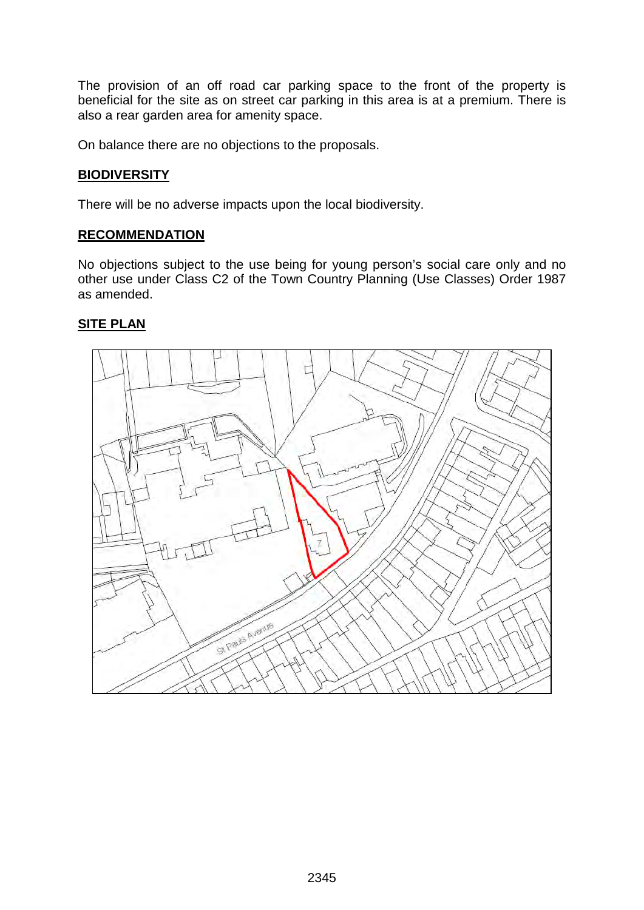The provision of an off road car parking space to the front of the property is beneficial for the site as on street car parking in this area is at a premium. There is also a rear garden area for amenity space.

On balance there are no objections to the proposals.

**BIODIVERSITY**

There will be no adverse impacts upon the local biodiversity.

**RECOMMENDATION**

No objections subject to the use being for young person's social care only and no other use under Class C2 of the Town Country Planning (Use Classes) Order 1987 as amended.

**SITE PLAN**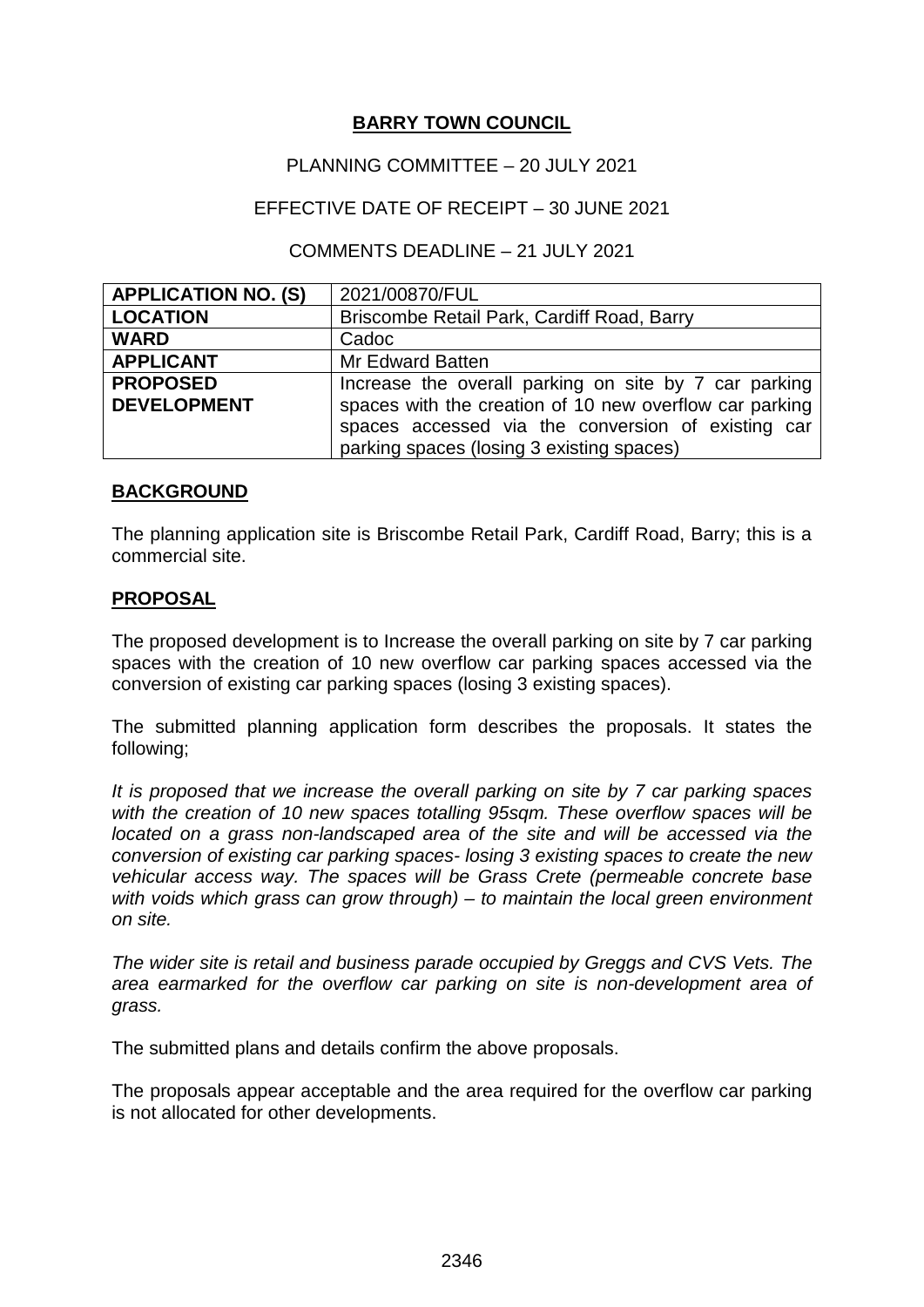**BARRY TOWN COUNCIL**

PLANNING COMMITTEE – 20 JULY 2021

EFFECTIVE DATE OF RECEIPT – 30 JUNE 2021

COMMENTS DEADLINE – 21 JULY 2021

| **APPLICATION NO. (S)** | 2021/00870/FUL |
|---|---|
| **LOCATION** | Briscombe Retail Park, Cardiff Road, Barry |
| **WARD** | Cadoc |
| **APPLICANT** | Mr Edward Batten |
| **PROPOSED DEVELOPMENT** | Increase the overall parking on site by 7 car parking spaces with the creation of 10 new overflow car parking spaces accessed via the conversion of existing car parking spaces (losing 3 existing spaces) |

**BACKGROUND**

The planning application site is Briscombe Retail Park, Cardiff Road, Barry; this is a commercial site.

**PROPOSAL**

The proposed development is to Increase the overall parking on site by 7 car parking spaces with the creation of 10 new overflow car parking spaces accessed via the conversion of existing car parking spaces (losing 3 existing spaces).

The submitted planning application form describes the proposals. It states the following;

*It is proposed that we increase the overall parking on site by 7 car parking spaces with the creation of 10 new spaces totalling 95sqm. These overflow spaces will be located on a grass non-landscaped area of the site and will be accessed via the conversion of existing car parking spaces- losing 3 existing spaces to create the new vehicular access way. The spaces will be Grass Crete (permeable concrete base with voids which grass can grow through) – to maintain the local green environment on site.*

*The wider site is retail and business parade occupied by Greggs and CVS Vets. The area earmarked for the overflow car parking on site is non-development area of grass.*

The submitted plans and details confirm the above proposals.

The proposals appear acceptable and the area required for the overflow car parking is not allocated for other developments.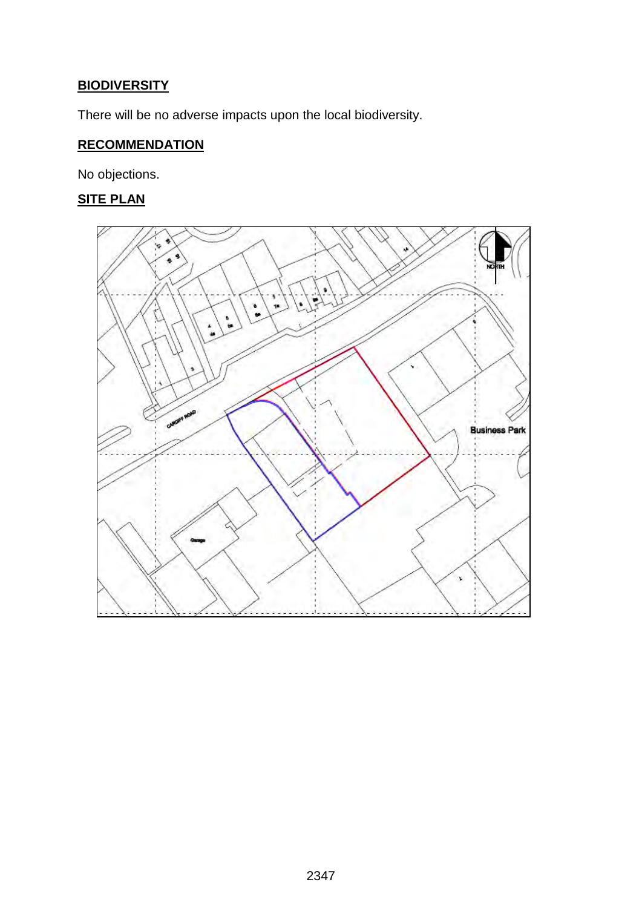## BIODIVERSITY

There will be no adverse impacts upon the local biodiversity.

## RECOMMENDATION

No objections.

## SITE PLAN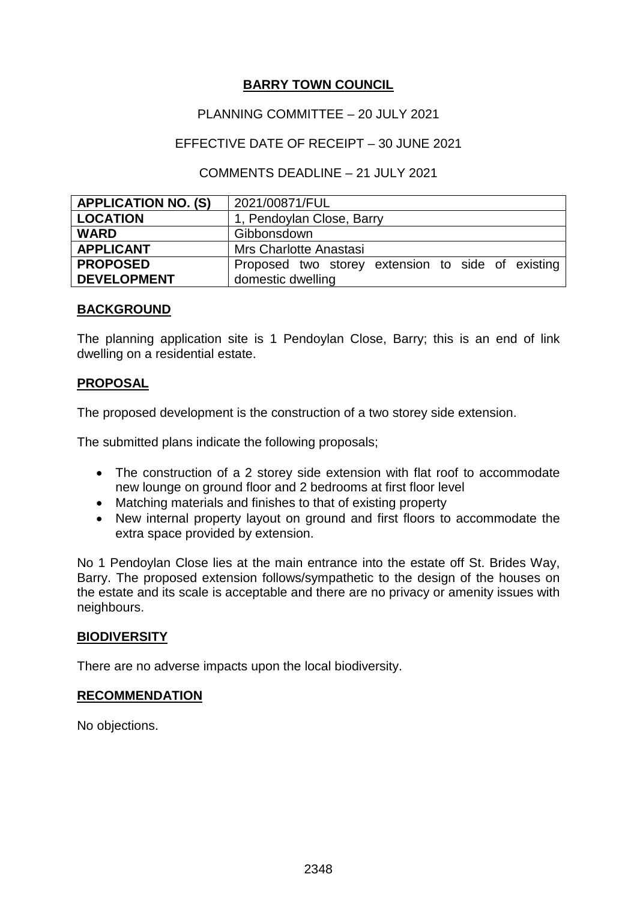**BARRY TOWN COUNCIL**

PLANNING COMMITTEE – 20 JULY 2021

EFFECTIVE DATE OF RECEIPT – 30 JUNE 2021

COMMENTS DEADLINE – 21 JULY 2021

| | |
|---|---|
| **APPLICATION NO. (S)** | 2021/00871/FUL |
| **LOCATION** | 1, Pendoylan Close, Barry |
| **WARD** | Gibbonsdown |
| **APPLICANT** | Mrs Charlotte Anastasi |
| **PROPOSED DEVELOPMENT** | Proposed two storey extension to side of existing domestic dwelling |

**BACKGROUND**

The planning application site is 1 Pendoylan Close, Barry; this is an end of link dwelling on a residential estate.

**PROPOSAL**

The proposed development is the construction of a two storey side extension.

The submitted plans indicate the following proposals;

- The construction of a 2 storey side extension with flat roof to accommodate new lounge on ground floor and 2 bedrooms at first floor level
- Matching materials and finishes to that of existing property
- New internal property layout on ground and first floors to accommodate the extra space provided by extension.

No 1 Pendoylan Close lies at the main entrance into the estate off St. Brides Way, Barry. The proposed extension follows/sympathetic to the design of the houses on the estate and its scale is acceptable and there are no privacy or amenity issues with neighbours.

**BIODIVERSITY**

There are no adverse impacts upon the local biodiversity.

**RECOMMENDATION**

No objections.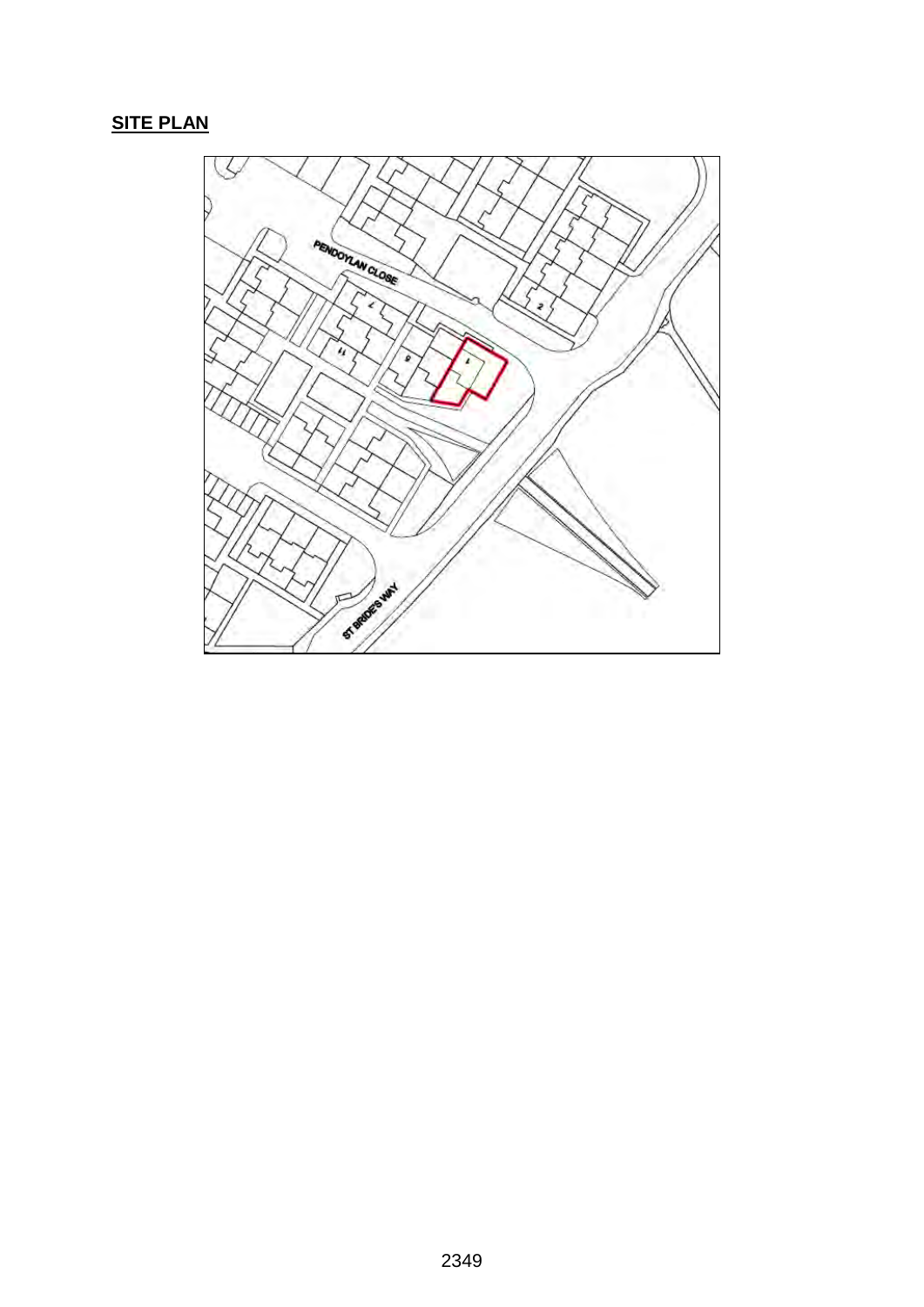## SITE PLAN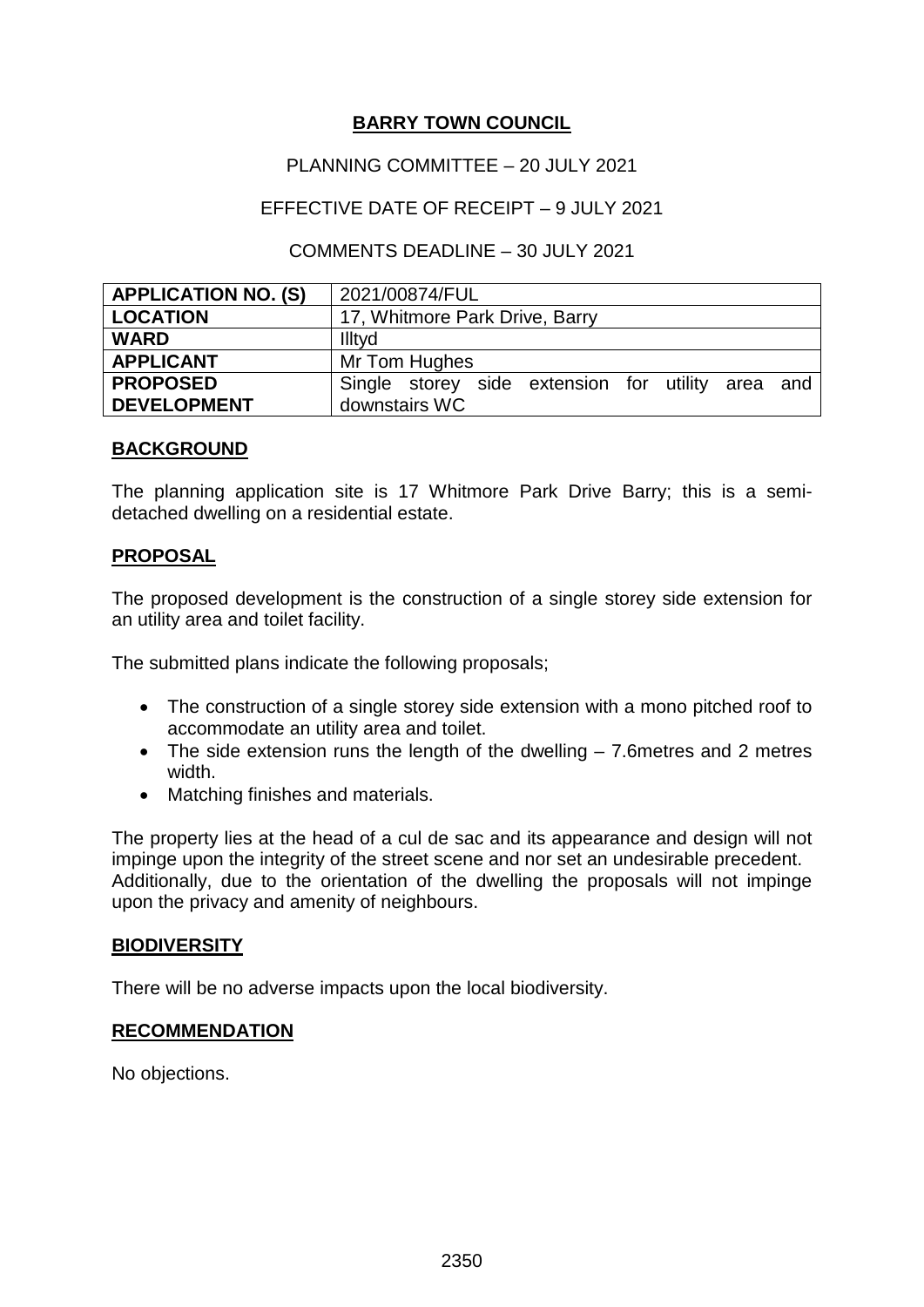# BARRY TOWN COUNCIL

PLANNING COMMITTEE – 20 JULY 2021

EFFECTIVE DATE OF RECEIPT – 9 JULY 2021

COMMENTS DEADLINE – 30 JULY 2021

| **APPLICATION NO. (S)** | 2021/00874/FUL |
|---|---|
| **LOCATION** | 17, Whitmore Park Drive, Barry |
| **WARD** | Illtyd |
| **APPLICANT** | Mr Tom Hughes |
| **PROPOSED DEVELOPMENT** | Single storey side extension for utility area and downstairs WC |

## BACKGROUND

The planning application site is 17 Whitmore Park Drive Barry; this is a semi-detached dwelling on a residential estate.

## PROPOSAL

The proposed development is the construction of a single storey side extension for an utility area and toilet facility.

The submitted plans indicate the following proposals;

- The construction of a single storey side extension with a mono pitched roof to accommodate an utility area and toilet.
- The side extension runs the length of the dwelling – 7.6metres and 2 metres width.
- Matching finishes and materials.

The property lies at the head of a cul de sac and its appearance and design will not impinge upon the integrity of the street scene and nor set an undesirable precedent. Additionally, due to the orientation of the dwelling the proposals will not impinge upon the privacy and amenity of neighbours.

## BIODIVERSITY

There will be no adverse impacts upon the local biodiversity.

## RECOMMENDATION

No objections.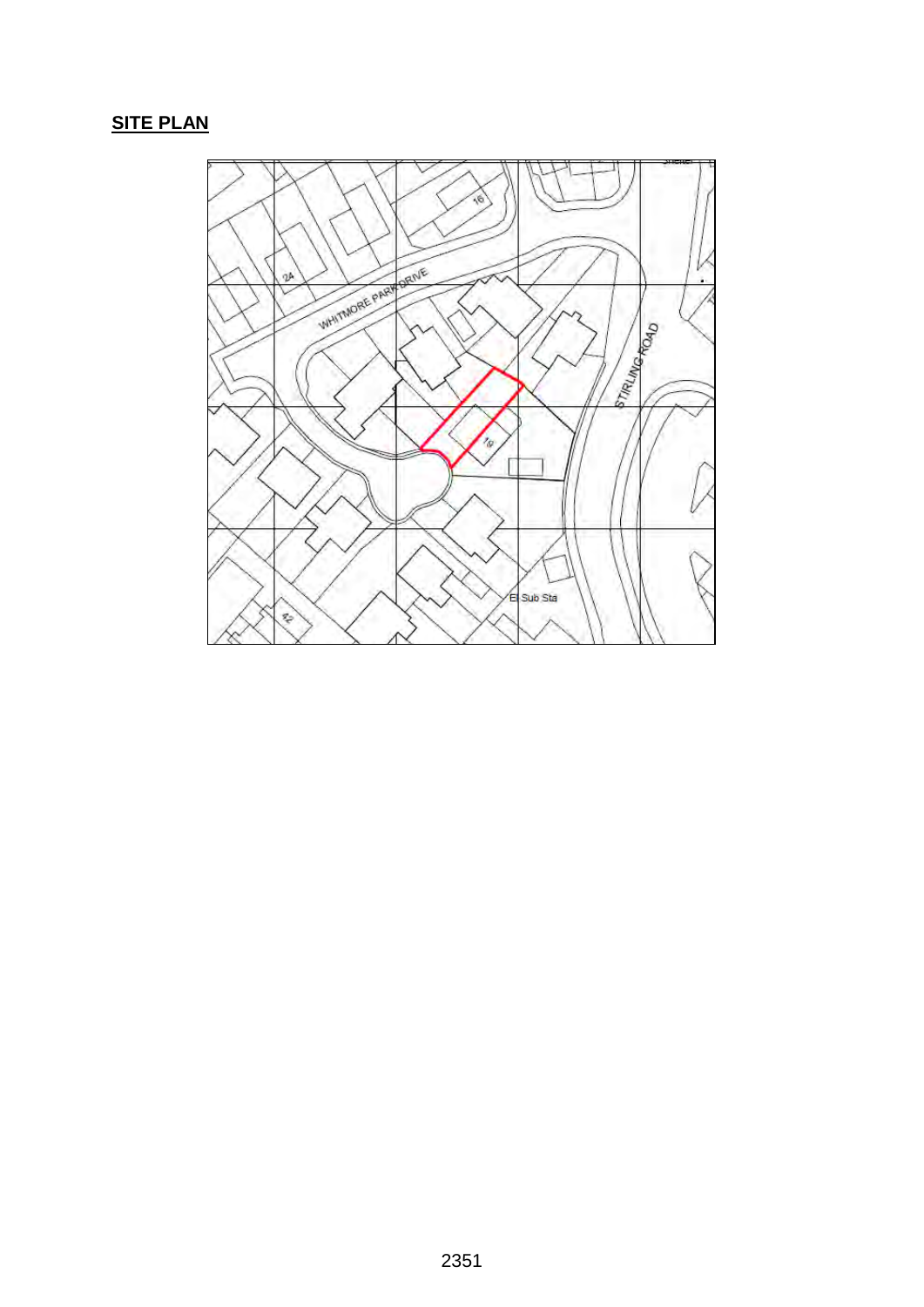**SITE PLAN**

WHITMORE PARK DRIVE

STIRLING ROAD

16

24

19

42

El Sub Sta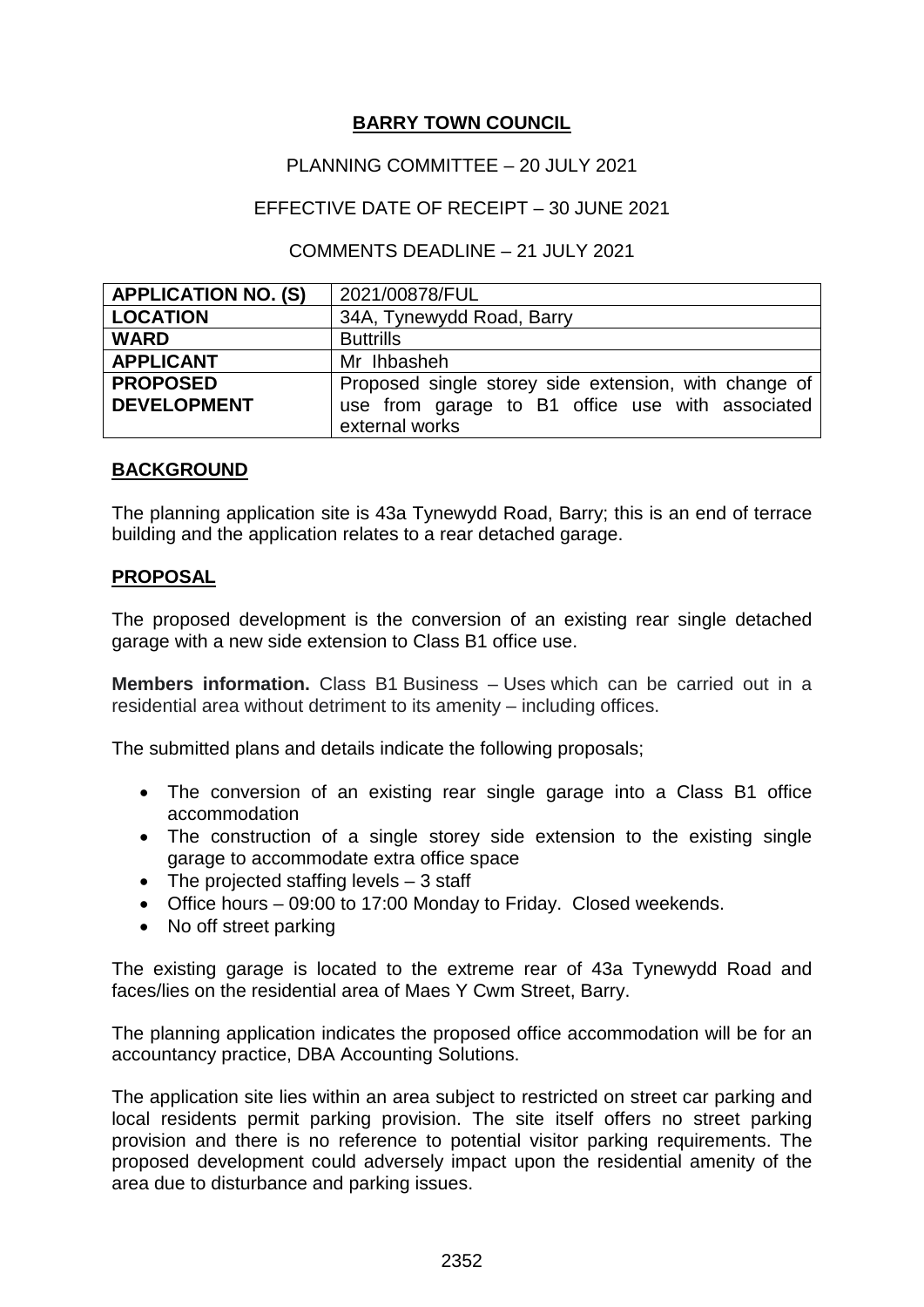**BARRY TOWN COUNCIL**

PLANNING COMMITTEE – 20 JULY 2021

EFFECTIVE DATE OF RECEIPT – 30 JUNE 2021

COMMENTS DEADLINE – 21 JULY 2021

| **APPLICATION NO. (S)** | 2021/00878/FUL |
|---|---|
| **LOCATION** | 34A, Tynewydd Road, Barry |
| **WARD** | Buttrills |
| **APPLICANT** | Mr Ihbasheh |
| **PROPOSED DEVELOPMENT** | Proposed single storey side extension, with change of use from garage to B1 office use with associated external works |

## BACKGROUND

The planning application site is 43a Tynewydd Road, Barry; this is an end of terrace building and the application relates to a rear detached garage.

## PROPOSAL

The proposed development is the conversion of an existing rear single detached garage with a new side extension to Class B1 office use.

**Members information.** Class B1 Business – Uses which can be carried out in a residential area without detriment to its amenity – including offices.

The submitted plans and details indicate the following proposals;

- The conversion of an existing rear single garage into a Class B1 office accommodation
- The construction of a single storey side extension to the existing single garage to accommodate extra office space
- The projected staffing levels – 3 staff
- Office hours – 09:00 to 17:00 Monday to Friday. Closed weekends.
- No off street parking

The existing garage is located to the extreme rear of 43a Tynewydd Road and faces/lies on the residential area of Maes Y Cwm Street, Barry.

The planning application indicates the proposed office accommodation will be for an accountancy practice, DBA Accounting Solutions.

The application site lies within an area subject to restricted on street car parking and local residents permit parking provision. The site itself offers no street parking provision and there is no reference to potential visitor parking requirements. The proposed development could adversely impact upon the residential amenity of the area due to disturbance and parking issues.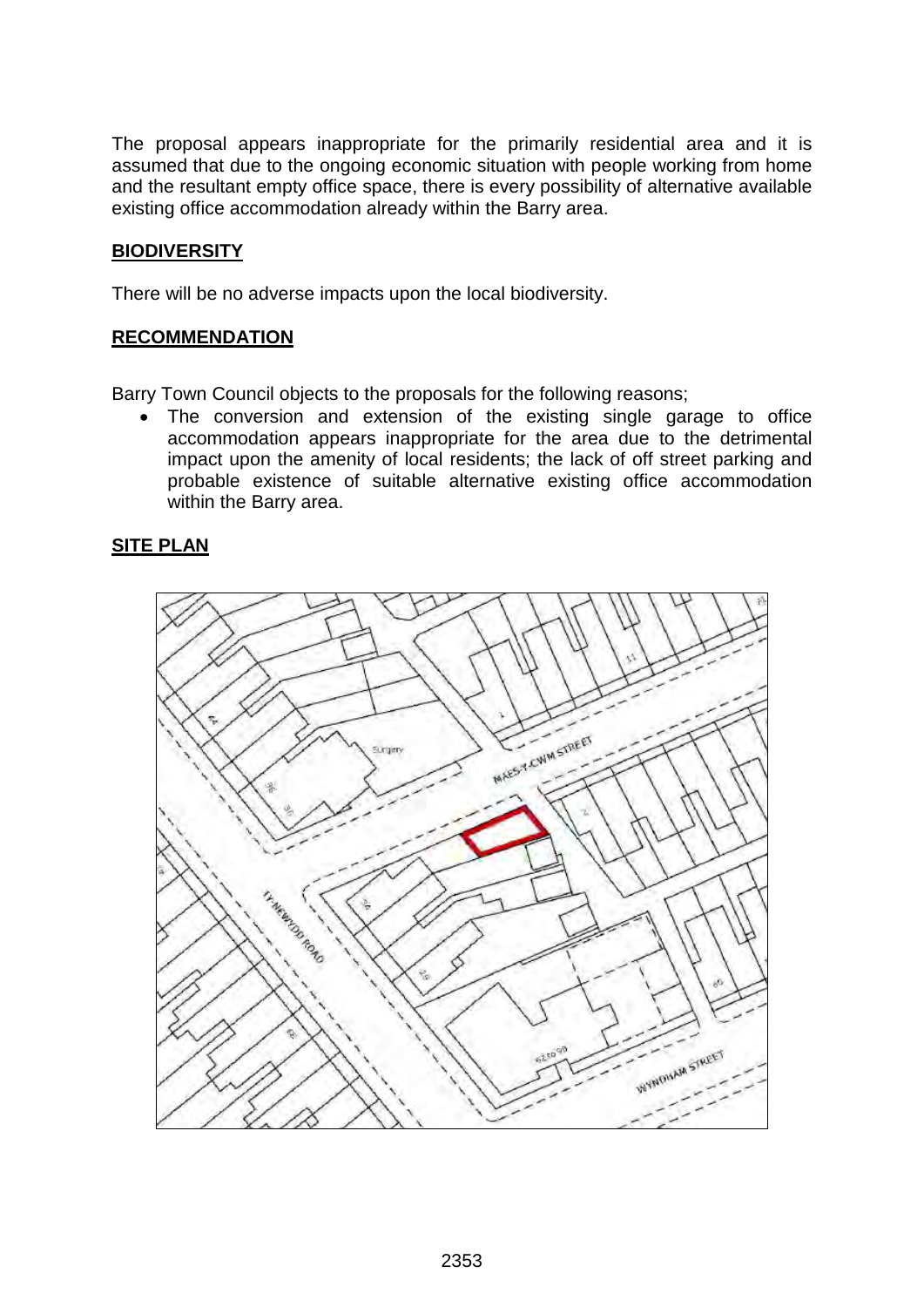The proposal appears inappropriate for the primarily residential area and it is assumed that due to the ongoing economic situation with people working from home and the resultant empty office space, there is every possibility of alternative available existing office accommodation already within the Barry area.

**BIODIVERSITY**

There will be no adverse impacts upon the local biodiversity.

**RECOMMENDATION**

Barry Town Council objects to the proposals for the following reasons;

- The conversion and extension of the existing single garage to office accommodation appears inappropriate for the area due to the detrimental impact upon the amenity of local residents; the lack of off street parking and probable existence of suitable alternative existing office accommodation within the Barry area.

**SITE PLAN**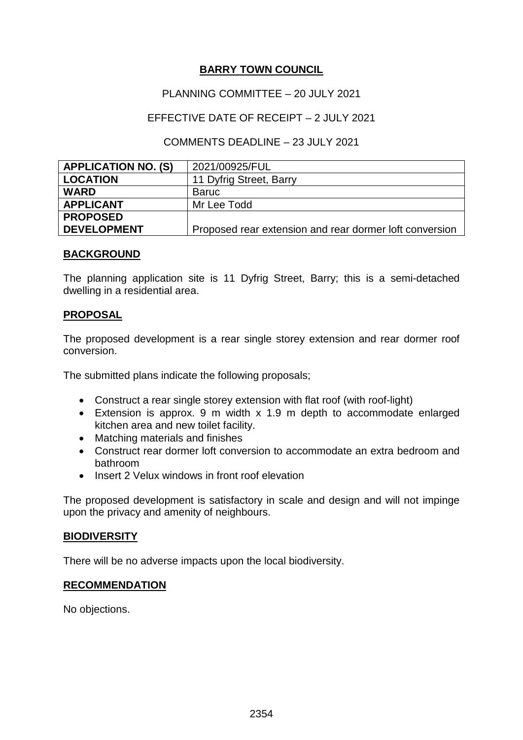**BARRY TOWN COUNCIL**

PLANNING COMMITTEE – 20 JULY 2021

EFFECTIVE DATE OF RECEIPT – 2 JULY 2021

COMMENTS DEADLINE – 23 JULY 2021

| | |
|---|---|
| **APPLICATION NO. (S)** | 2021/00925/FUL |
| **LOCATION** | 11 Dyfrig Street, Barry |
| **WARD** | Baruc |
| **APPLICANT** | Mr Lee Todd |
| **PROPOSED DEVELOPMENT** | Proposed rear extension and rear dormer loft conversion |

**BACKGROUND**

The planning application site is 11 Dyfrig Street, Barry; this is a semi-detached dwelling in a residential area.

**PROPOSAL**

The proposed development is a rear single storey extension and rear dormer roof conversion.

The submitted plans indicate the following proposals;

- Construct a rear single storey extension with flat roof (with roof-light)
- Extension is approx. 9 m width x 1.9 m depth to accommodate enlarged kitchen area and new toilet facility.
- Matching materials and finishes
- Construct rear dormer loft conversion to accommodate an extra bedroom and bathroom
- Insert 2 Velux windows in front roof elevation

The proposed development is satisfactory in scale and design and will not impinge upon the privacy and amenity of neighbours.

**BIODIVERSITY**

There will be no adverse impacts upon the local biodiversity.

**RECOMMENDATION**

No objections.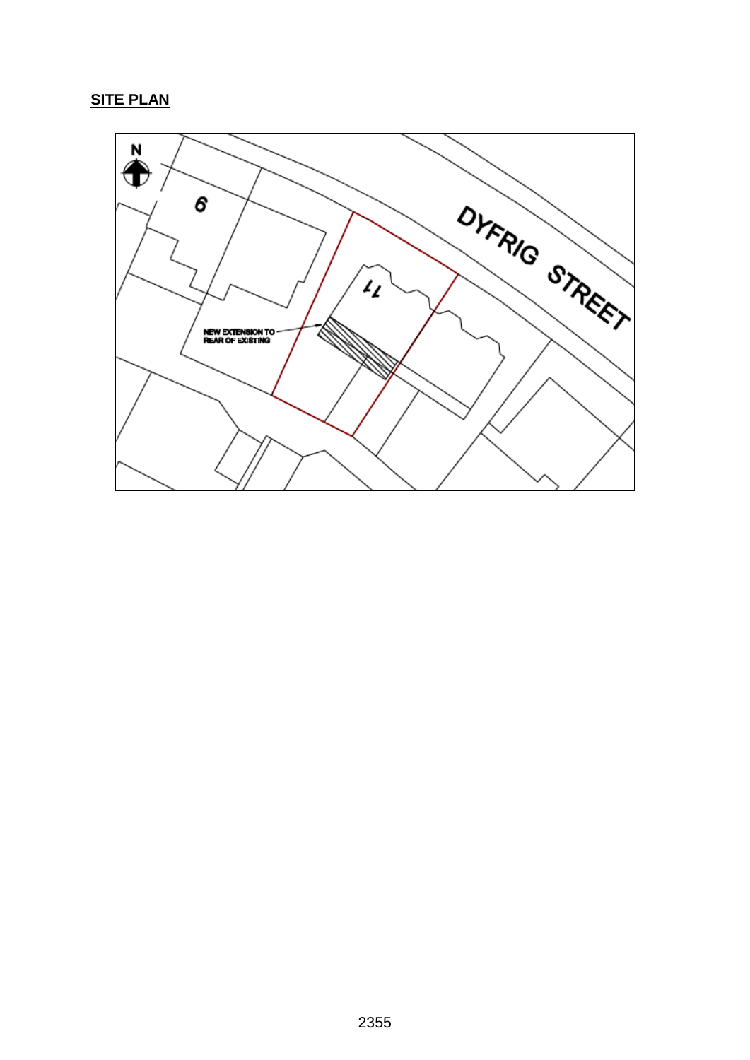**SITE PLAN**

N

6

11

DYFRIG STREET

NEW EXTENSION TO REAR OF EXISTING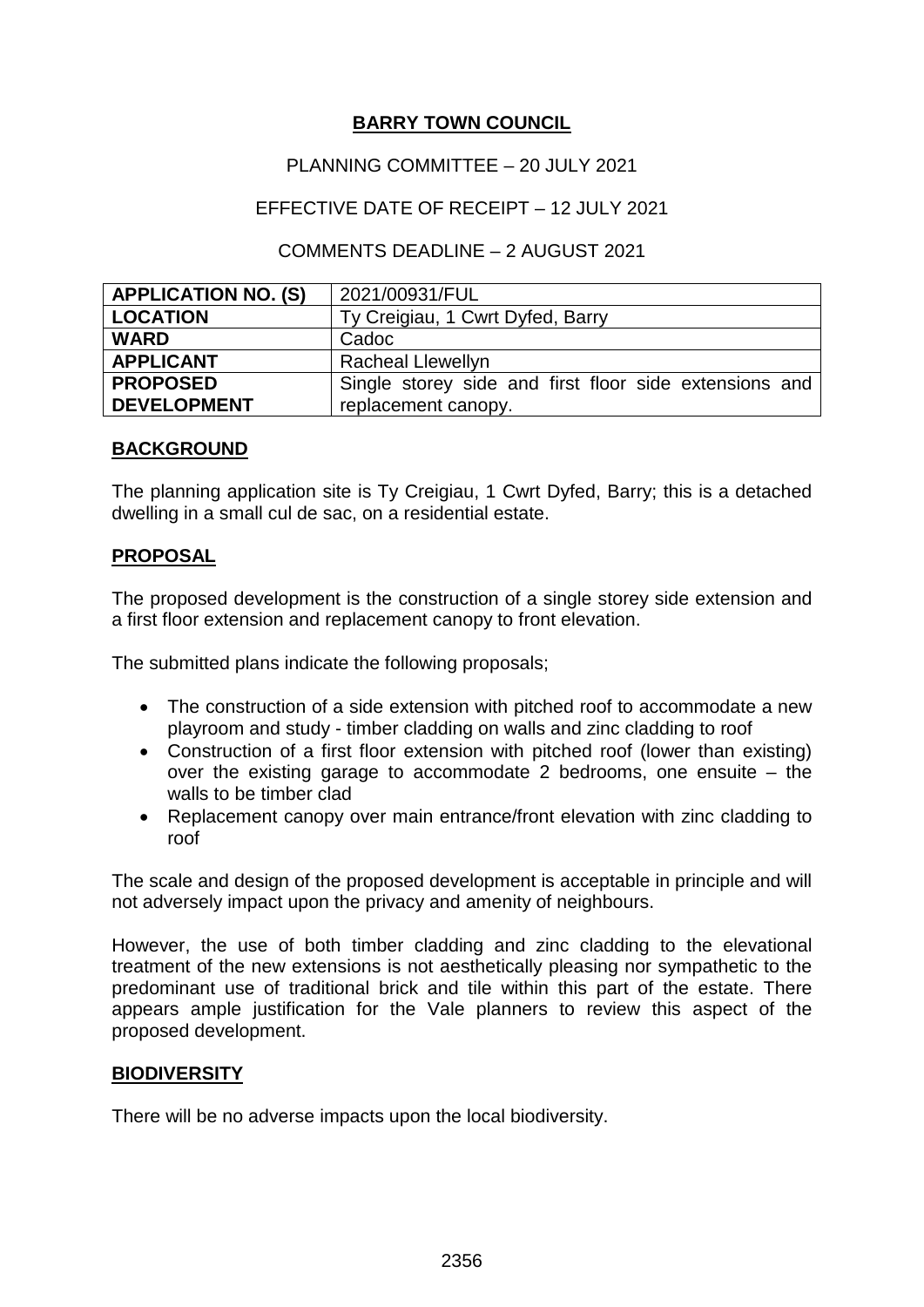# BARRY TOWN COUNCIL

PLANNING COMMITTEE – 20 JULY 2021

EFFECTIVE DATE OF RECEIPT – 12 JULY 2021

COMMENTS DEADLINE – 2 AUGUST 2021

| | |
|---|---|
| **APPLICATION NO. (S)** | 2021/00931/FUL |
| **LOCATION** | Ty Creigiau, 1 Cwrt Dyfed, Barry |
| **WARD** | Cadoc |
| **APPLICANT** | Racheal Llewellyn |
| **PROPOSED DEVELOPMENT** | Single storey side and first floor side extensions and replacement canopy. |

## BACKGROUND

The planning application site is Ty Creigiau, 1 Cwrt Dyfed, Barry; this is a detached dwelling in a small cul de sac, on a residential estate.

## PROPOSAL

The proposed development is the construction of a single storey side extension and a first floor extension and replacement canopy to front elevation.

The submitted plans indicate the following proposals;

- The construction of a side extension with pitched roof to accommodate a new playroom and study - timber cladding on walls and zinc cladding to roof
- Construction of a first floor extension with pitched roof (lower than existing) over the existing garage to accommodate 2 bedrooms, one ensuite – the walls to be timber clad
- Replacement canopy over main entrance/front elevation with zinc cladding to roof

The scale and design of the proposed development is acceptable in principle and will not adversely impact upon the privacy and amenity of neighbours.

However, the use of both timber cladding and zinc cladding to the elevational treatment of the new extensions is not aesthetically pleasing nor sympathetic to the predominant use of traditional brick and tile within this part of the estate. There appears ample justification for the Vale planners to review this aspect of the proposed development.

## BIODIVERSITY

There will be no adverse impacts upon the local biodiversity.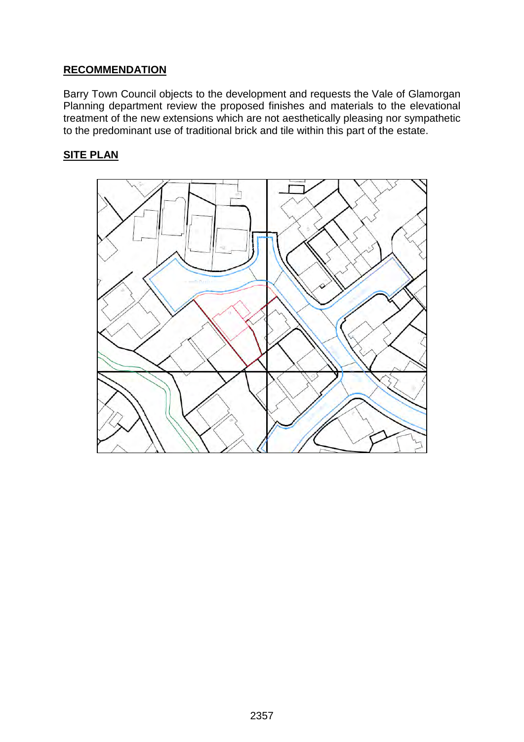**RECOMMENDATION**

Barry Town Council objects to the development and requests the Vale of Glamorgan Planning department review the proposed finishes and materials to the elevational treatment of the new extensions which are not aesthetically pleasing nor sympathetic to the predominant use of traditional brick and tile within this part of the estate.

**SITE PLAN**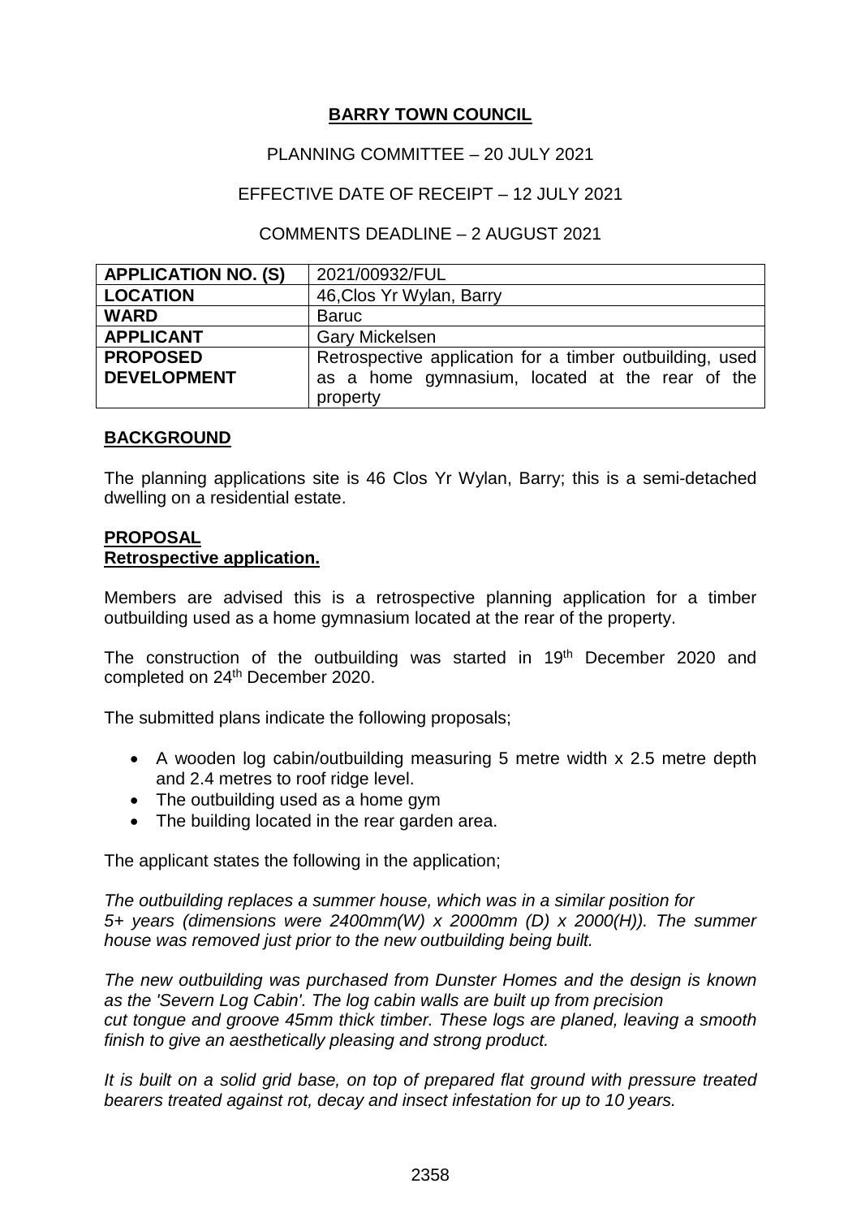**BARRY TOWN COUNCIL**

PLANNING COMMITTEE – 20 JULY 2021

EFFECTIVE DATE OF RECEIPT – 12 JULY 2021

COMMENTS DEADLINE – 2 AUGUST 2021

| **APPLICATION NO. (S)** | 2021/00932/FUL |
|---|---|
| **LOCATION** | 46,Clos Yr Wylan, Barry |
| **WARD** | Baruc |
| **APPLICANT** | Gary Mickelsen |
| **PROPOSED DEVELOPMENT** | Retrospective application for a timber outbuilding, used as a home gymnasium, located at the rear of the property |

## BACKGROUND

The planning applications site is 46 Clos Yr Wylan, Barry; this is a semi-detached dwelling on a residential estate.

## PROPOSAL

**Retrospective application.**

Members are advised this is a retrospective planning application for a timber outbuilding used as a home gymnasium located at the rear of the property.

The construction of the outbuilding was started in 19th December 2020 and completed on 24th December 2020.

The submitted plans indicate the following proposals;

- A wooden log cabin/outbuilding measuring 5 metre width x 2.5 metre depth and 2.4 metres to roof ridge level.
- The outbuilding used as a home gym
- The building located in the rear garden area.

The applicant states the following in the application;

*The outbuilding replaces a summer house, which was in a similar position for 5+ years (dimensions were 2400mm(W) x 2000mm (D) x 2000(H)). The summer house was removed just prior to the new outbuilding being built.*

*The new outbuilding was purchased from Dunster Homes and the design is known as the 'Severn Log Cabin'. The log cabin walls are built up from precision cut tongue and groove 45mm thick timber. These logs are planed, leaving a smooth finish to give an aesthetically pleasing and strong product.*

*It is built on a solid grid base, on top of prepared flat ground with pressure treated bearers treated against rot, decay and insect infestation for up to 10 years.*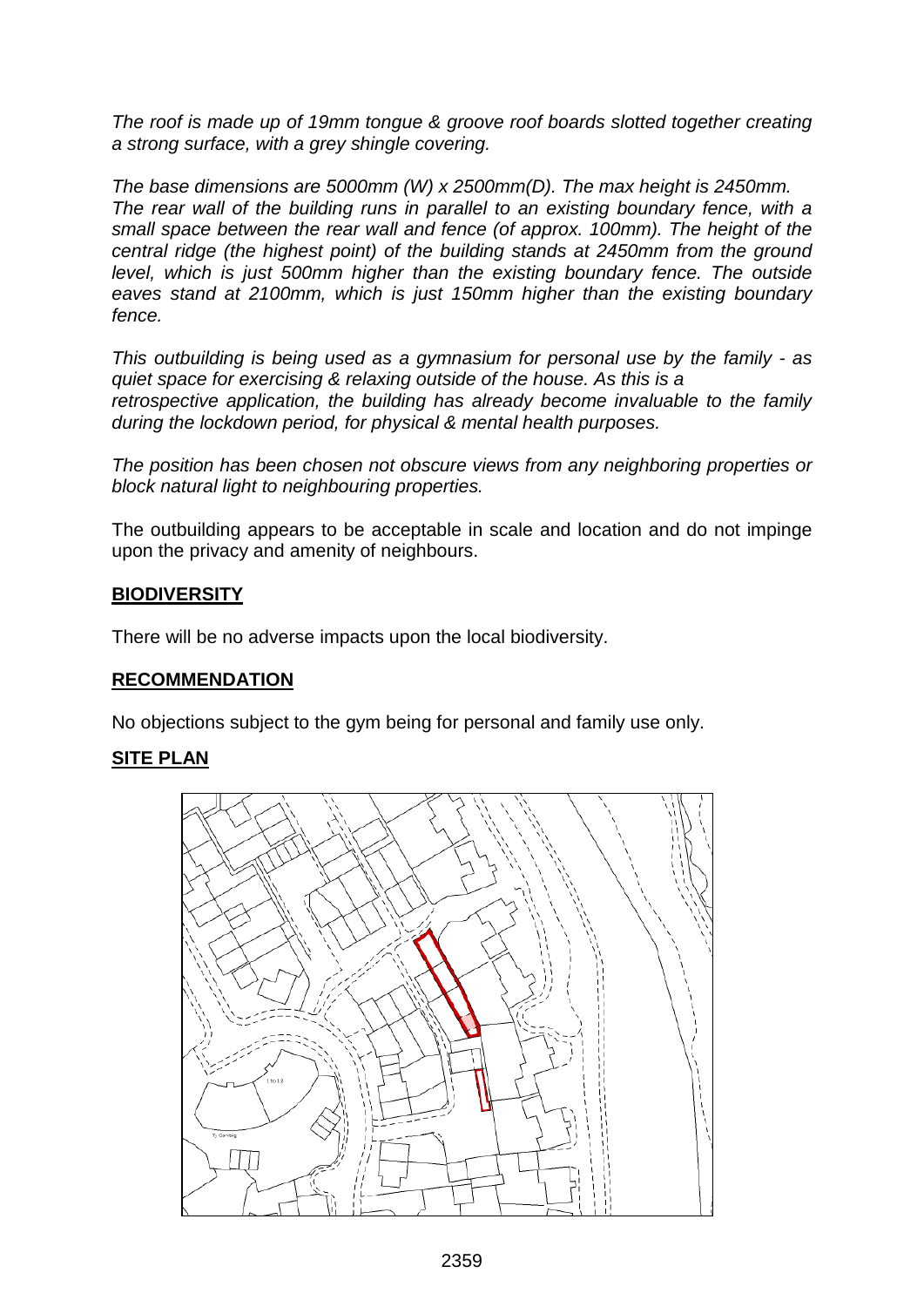*The roof is made up of 19mm tongue & groove roof boards slotted together creating a strong surface, with a grey shingle covering.*

*The base dimensions are 5000mm (W) x 2500mm(D). The max height is 2450mm. The rear wall of the building runs in parallel to an existing boundary fence, with a small space between the rear wall and fence (of approx. 100mm). The height of the central ridge (the highest point) of the building stands at 2450mm from the ground level, which is just 500mm higher than the existing boundary fence. The outside eaves stand at 2100mm, which is just 150mm higher than the existing boundary fence.*

*This outbuilding is being used as a gymnasium for personal use by the family - as quiet space for exercising & relaxing outside of the house. As this is a retrospective application, the building has already become invaluable to the family during the lockdown period, for physical & mental health purposes.*

*The position has been chosen not obscure views from any neighboring properties or block natural light to neighbouring properties.*

The outbuilding appears to be acceptable in scale and location and do not impinge upon the privacy and amenity of neighbours.

**BIODIVERSITY**

There will be no adverse impacts upon the local biodiversity.

**RECOMMENDATION**

No objections subject to the gym being for personal and family use only.

**SITE PLAN**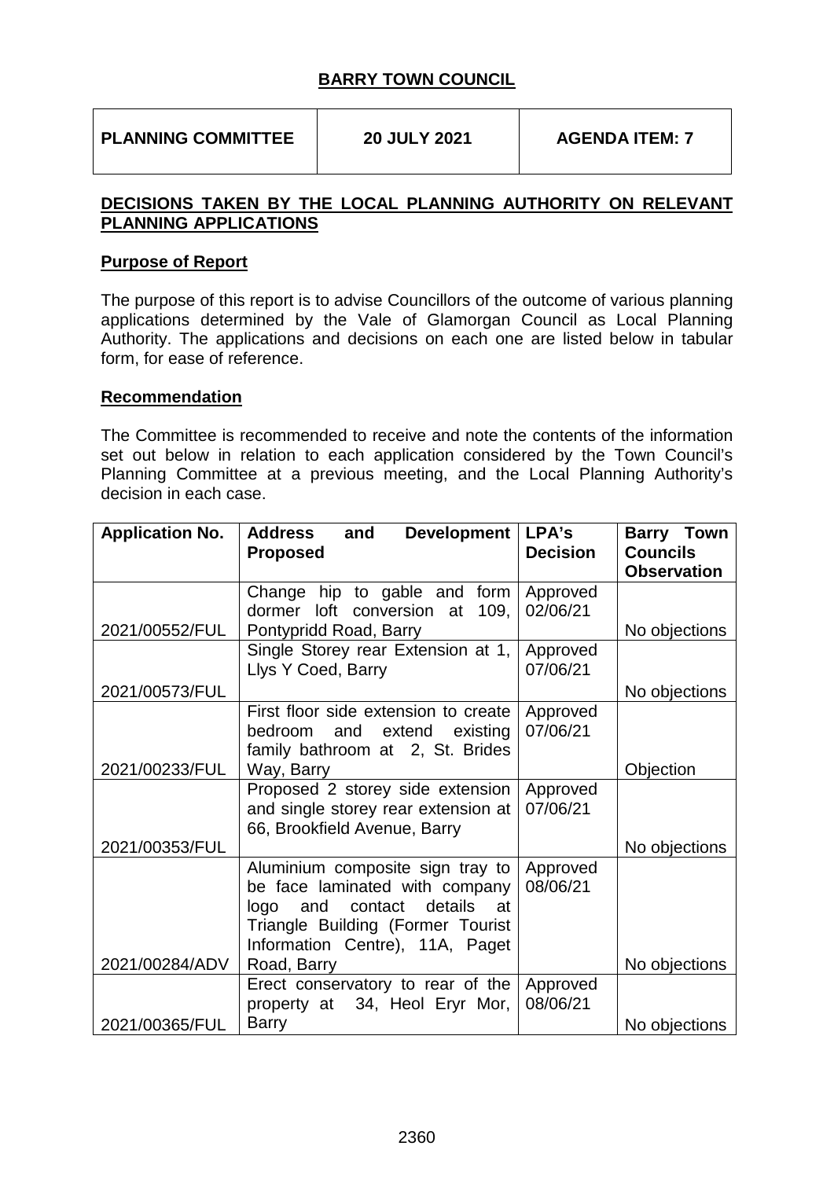# BARRY TOWN COUNCIL

| PLANNING COMMITTEE | 20 JULY 2021 | AGENDA ITEM: 7 |
|---|---|---|

## DECISIONS TAKEN BY THE LOCAL PLANNING AUTHORITY ON RELEVANT PLANNING APPLICATIONS

### Purpose of Report

The purpose of this report is to advise Councillors of the outcome of various planning applications determined by the Vale of Glamorgan Council as Local Planning Authority. The applications and decisions on each one are listed below in tabular form, for ease of reference.

### Recommendation

The Committee is recommended to receive and note the contents of the information set out below in relation to each application considered by the Town Council's Planning Committee at a previous meeting, and the Local Planning Authority's decision in each case.

| Application No. | Address and Development Proposed | LPA's Decision | Barry Town Councils Observation |
|---|---|---|---|
| 2021/00552/FUL | Change hip to gable and form dormer loft conversion at 109, Pontypridd Road, Barry | Approved 02/06/21 | No objections |
| 2021/00573/FUL | Single Storey rear Extension at 1, Llys Y Coed, Barry | Approved 07/06/21 | No objections |
| 2021/00233/FUL | First floor side extension to create bedroom and extend existing family bathroom at 2, St. Brides Way, Barry | Approved 07/06/21 | Objection |
| 2021/00353/FUL | Proposed 2 storey side extension and single storey rear extension at 66, Brookfield Avenue, Barry | Approved 07/06/21 | No objections |
| 2021/00284/ADV | Aluminium composite sign tray to be face laminated with company logo and contact details at Triangle Building (Former Tourist Information Centre), 11A, Paget Road, Barry | Approved 08/06/21 | No objections |
| 2021/00365/FUL | Erect conservatory to rear of the property at 34, Heol Eryr Mor, Barry | Approved 08/06/21 | No objections |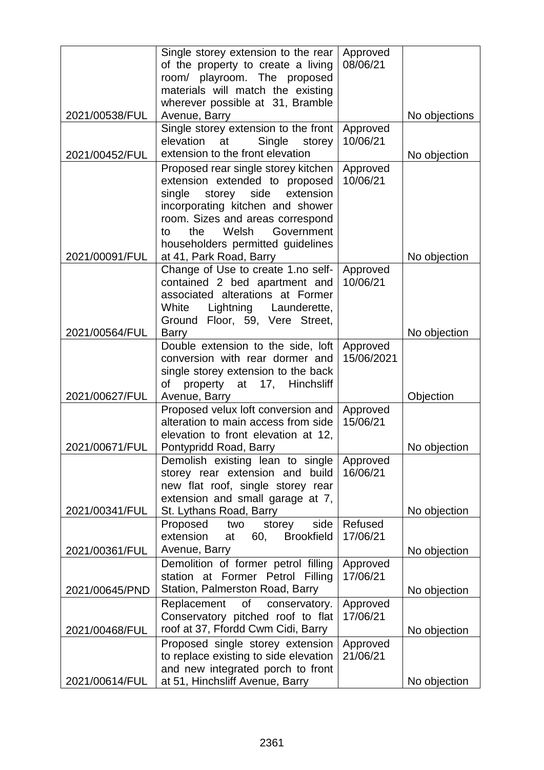| | | | |
|---|---|---|---|
| 2021/00538/FUL | Single storey extension to the rear of the property to create a living room/ playroom. The proposed materials will match the existing wherever possible at 31, Bramble Avenue, Barry | Approved 08/06/21 | No objections |
| 2021/00452/FUL | Single storey extension to the front elevation at Single storey extension to the front elevation | Approved 10/06/21 | No objection |
| 2021/00091/FUL | Proposed rear single storey kitchen extension extended to proposed single storey side extension incorporating kitchen and shower room. Sizes and areas correspond to the Welsh Government householders permitted guidelines at 41, Park Road, Barry | Approved 10/06/21 | No objection |
| 2021/00564/FUL | Change of Use to create 1.no self-contained 2 bed apartment and associated alterations at Former White Lightning Launderette, Ground Floor, 59, Vere Street, Barry | Approved 10/06/21 | No objection |
| 2021/00627/FUL | Double extension to the side, loft conversion with rear dormer and single storey extension to the back of property at 17, Hinchsliff Avenue, Barry | Approved 15/06/2021 | Objection |
| 2021/00671/FUL | Proposed velux loft conversion and alteration to main access from side elevation to front elevation at 12, Pontypridd Road, Barry | Approved 15/06/21 | No objection |
| 2021/00341/FUL | Demolish existing lean to single storey rear extension and build new flat roof, single storey rear extension and small garage at 7, St. Lythans Road, Barry | Approved 16/06/21 | No objection |
| 2021/00361/FUL | Proposed two storey side extension at 60, Brookfield Avenue, Barry | Refused 17/06/21 | No objection |
| 2021/00645/PND | Demolition of former petrol filling station at Former Petrol Filling Station, Palmerston Road, Barry | Approved 17/06/21 | No objection |
| 2021/00468/FUL | Replacement of conservatory. Conservatory pitched roof to flat roof at 37, Ffordd Cwm Cidi, Barry | Approved 17/06/21 | No objection |
| 2021/00614/FUL | Proposed single storey extension to replace existing to side elevation and new integrated porch to front at 51, Hinchsliff Avenue, Barry | Approved 21/06/21 | No objection |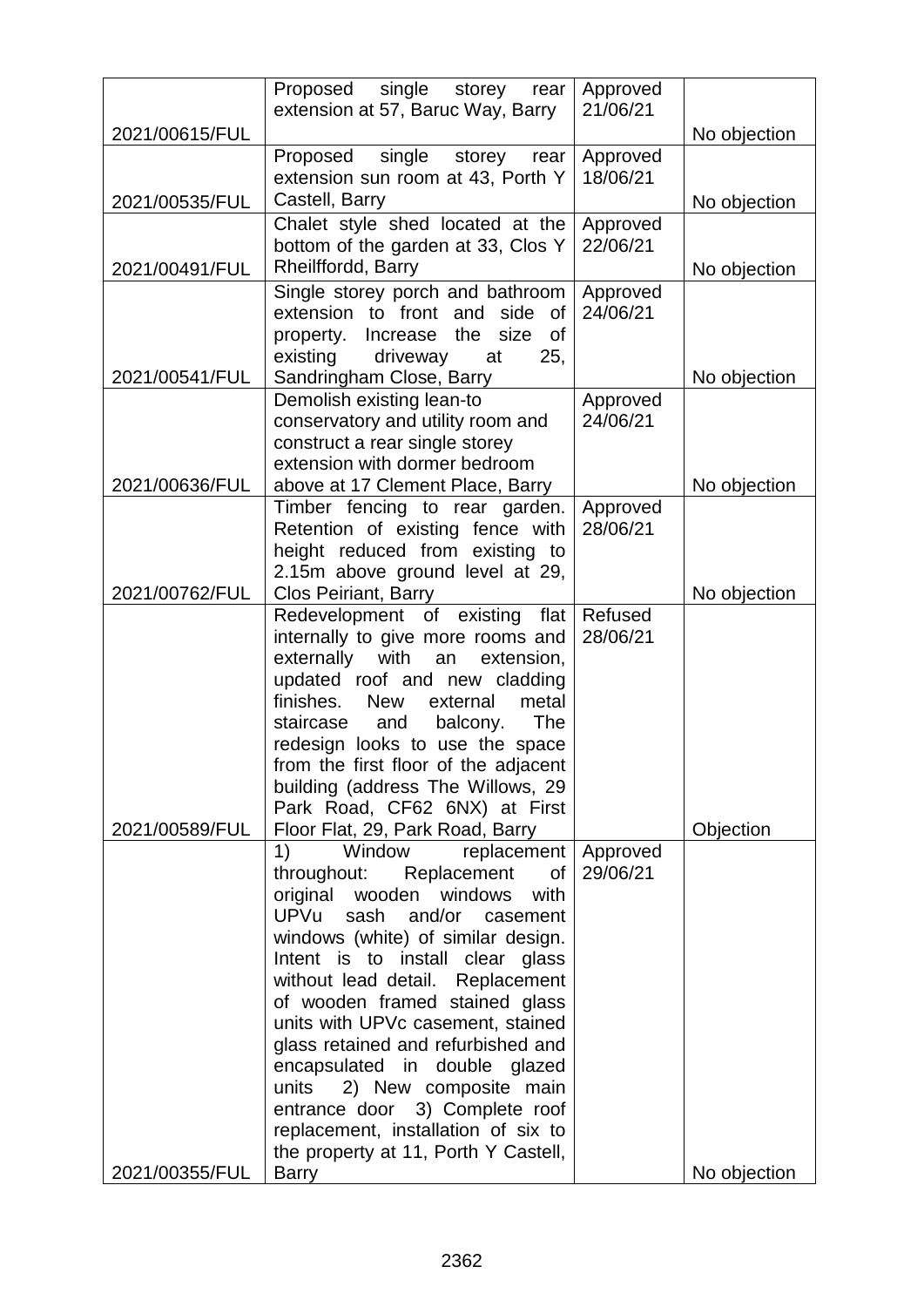| | | | |
|---|---|---|---|
| 2021/00615/FUL | Proposed single storey rear extension at 57, Baruc Way, Barry | Approved 21/06/21 | No objection |
| 2021/00535/FUL | Proposed single storey rear extension sun room at 43, Porth Y Castell, Barry | Approved 18/06/21 | No objection |
| 2021/00491/FUL | Chalet style shed located at the bottom of the garden at 33, Clos Y Rheilffordd, Barry | Approved 22/06/21 | No objection |
| 2021/00541/FUL | Single storey porch and bathroom extension to front and side of property. Increase the size of existing driveway at 25, Sandringham Close, Barry | Approved 24/06/21 | No objection |
| 2021/00636/FUL | Demolish existing lean-to conservatory and utility room and construct a rear single storey extension with dormer bedroom above at 17 Clement Place, Barry | Approved 24/06/21 | No objection |
| 2021/00762/FUL | Timber fencing to rear garden. Retention of existing fence with height reduced from existing to 2.15m above ground level at 29, Clos Peiriant, Barry | Approved 28/06/21 | No objection |
| 2021/00589/FUL | Redevelopment of existing flat internally to give more rooms and externally with an extension, updated roof and new cladding finishes. New external metal staircase and balcony. The redesign looks to use the space from the first floor of the adjacent building (address The Willows, 29 Park Road, CF62 6NX) at First Floor Flat, 29, Park Road, Barry | Refused 28/06/21 | Objection |
| 2021/00355/FUL | 1) Window replacement throughout: Replacement of original wooden windows with UPVu sash and/or casement windows (white) of similar design. Intent is to install clear glass without lead detail. Replacement of wooden framed stained glass units with UPVc casement, stained glass retained and refurbished and encapsulated in double glazed units 2) New composite main entrance door 3) Complete roof replacement, installation of six to the property at 11, Porth Y Castell, Barry | Approved 29/06/21 | No objection |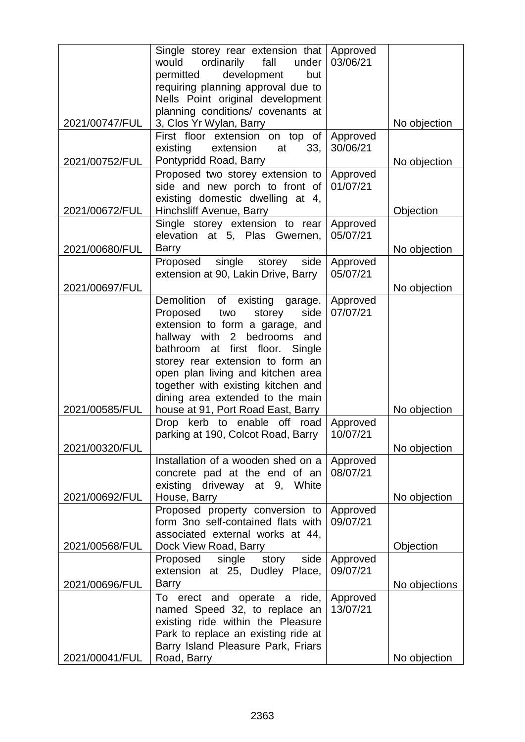| | | | |
|---|---|---|---|
| 2021/00747/FUL | Single storey rear extension that would ordinarily fall under permitted development but requiring planning approval due to Nells Point original development planning conditions/ covenants at 3, Clos Yr Wylan, Barry | Approved 03/06/21 | No objection |
| 2021/00752/FUL | First floor extension on top of existing extension at 33, Pontypridd Road, Barry | Approved 30/06/21 | No objection |
| 2021/00672/FUL | Proposed two storey extension to side and new porch to front of existing domestic dwelling at 4, Hinchsliff Avenue, Barry | Approved 01/07/21 | Objection |
| 2021/00680/FUL | Single storey extension to rear elevation at 5, Plas Gwernen, Barry | Approved 05/07/21 | No objection |
| 2021/00697/FUL | Proposed single storey side extension at 90, Lakin Drive, Barry | Approved 05/07/21 | No objection |
| 2021/00585/FUL | Demolition of existing garage. Proposed two storey side extension to form a garage, and hallway with 2 bedrooms and bathroom at first floor. Single storey rear extension to form an open plan living and kitchen area together with existing kitchen and dining area extended to the main house at 91, Port Road East, Barry | Approved 07/07/21 | No objection |
| 2021/00320/FUL | Drop kerb to enable off road parking at 190, Colcot Road, Barry | Approved 10/07/21 | No objection |
| 2021/00692/FUL | Installation of a wooden shed on a concrete pad at the end of an existing driveway at 9, White House, Barry | Approved 08/07/21 | No objection |
| 2021/00568/FUL | Proposed property conversion to form 3no self-contained flats with associated external works at 44, Dock View Road, Barry | Approved 09/07/21 | Objection |
| 2021/00696/FUL | Proposed single story side extension at 25, Dudley Place, Barry | Approved 09/07/21 | No objections |
| 2021/00041/FUL | To erect and operate a ride, named Speed 32, to replace an existing ride within the Pleasure Park to replace an existing ride at Barry Island Pleasure Park, Friars Road, Barry | Approved 13/07/21 | No objection |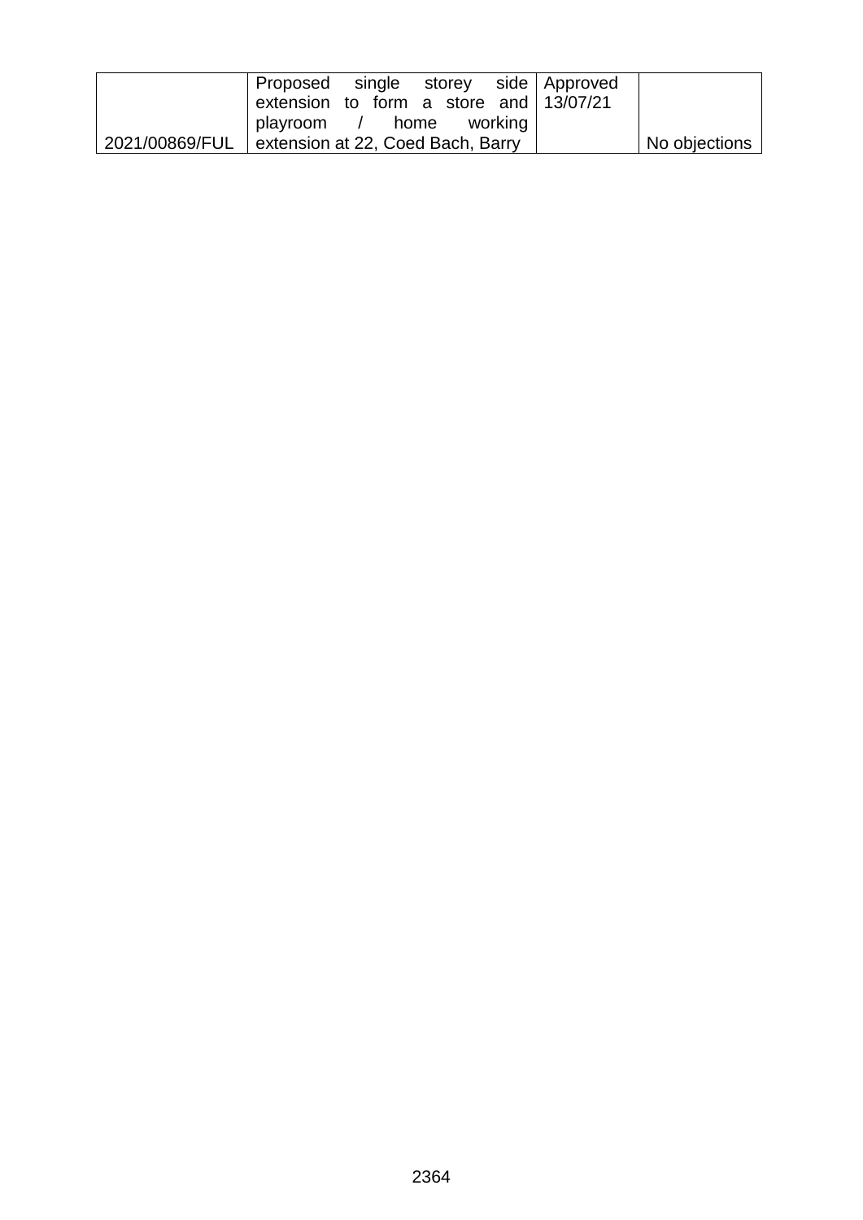| | | | |
|---|---|---|---|
| 2021/00869/FUL | Proposed single storey side extension to form a store and playroom / home working extension at 22, Coed Bach, Barry | Approved 13/07/21 | No objections |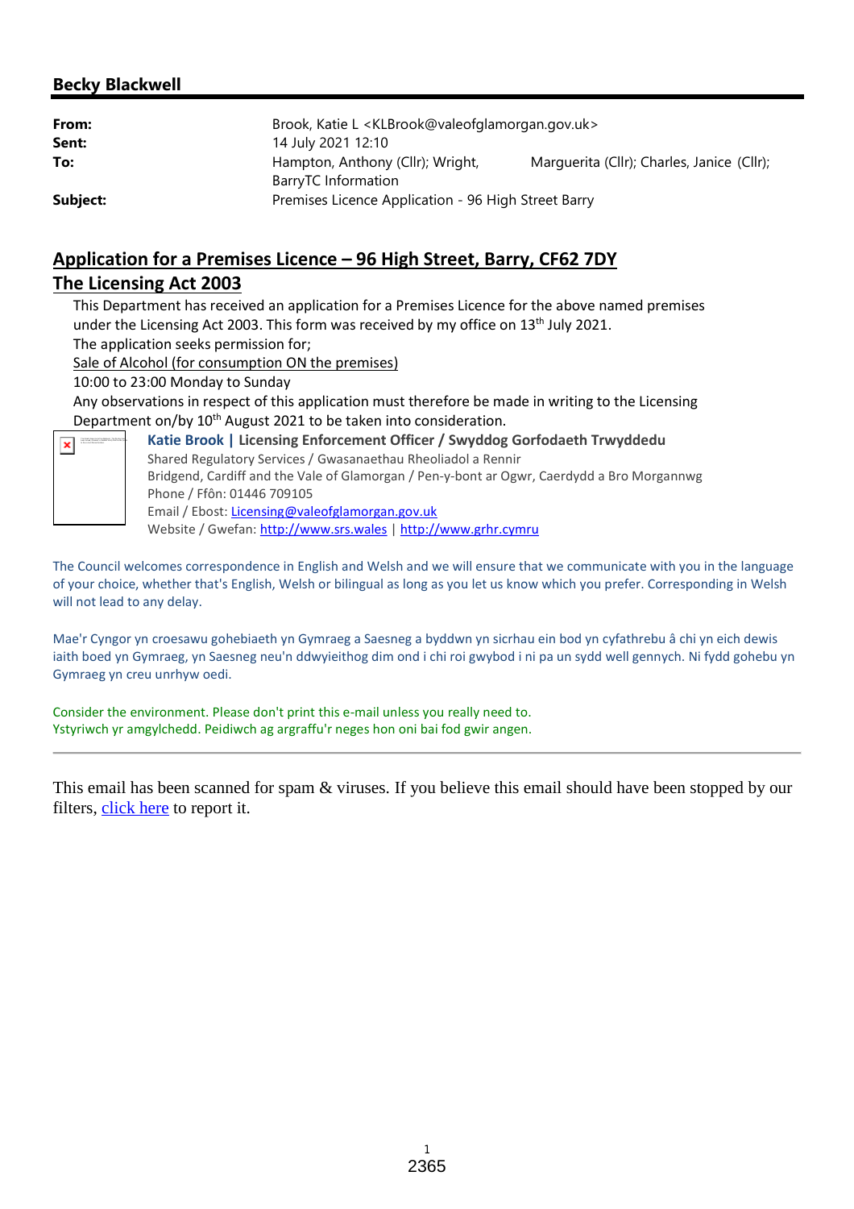**Becky Blackwell**

| | |
|---|---|
| **From:** | Brook, Katie L <KLBrook@valeofglamorgan.gov.uk> |
| **Sent:** | 14 July 2021 12:10 |
| **To:** | Hampton, Anthony (Cllr); Wright, Marguerita (Cllr); Charles, Janice (Cllr); BarryTC Information |
| **Subject:** | Premises Licence Application - 96 High Street Barry |

## Application for a Premises Licence – 96 High Street, Barry, CF62 7DY

## The Licensing Act 2003

This Department has received an application for a Premises Licence for the above named premises under the Licensing Act 2003. This form was received by my office on 13th July 2021.

The application seeks permission for;

Sale of Alcohol (for consumption ON the premises)

10:00 to 23:00 Monday to Sunday

Any observations in respect of this application must therefore be made in writing to the Licensing Department on/by 10th August 2021 to be taken into consideration.

**Katie Brook | Licensing Enforcement Officer / Swyddog Gorfodaeth Trwyddedu**
Shared Regulatory Services / Gwasanaethau Rheoliadol a Rennir
Bridgend, Cardiff and the Vale of Glamorgan / Pen-y-bont ar Ogwr, Caerdydd a Bro Morgannwg
Phone / Ffôn: 01446 709105
Email / Ebost: Licensing@valeofglamorgan.gov.uk
Website / Gwefan: http://www.srs.wales | http://www.grhr.cymru

The Council welcomes correspondence in English and Welsh and we will ensure that we communicate with you in the language of your choice, whether that's English, Welsh or bilingual as long as you let us know which you prefer. Corresponding in Welsh will not lead to any delay.

Mae'r Cyngor yn croesawu gohebiaeth yn Gymraeg a Saesneg a byddwn yn sicrhau ein bod yn cyfathrebu â chi yn eich dewis iaith boed yn Gymraeg, yn Saesneg neu'n ddwyieithog dim ond i chi roi gwybod i ni pa un sydd well gennych. Ni fydd gohebu yn Gymraeg yn creu unrhyw oedi.

Consider the environment. Please don't print this e-mail unless you really need to.
Ystyriwch yr amgylchedd. Peidiwch ag argraffu'r neges hon oni bai fod gwir angen.

---

This email has been scanned for spam & viruses. If you believe this email should have been stopped by our filters, click here to report it.

2365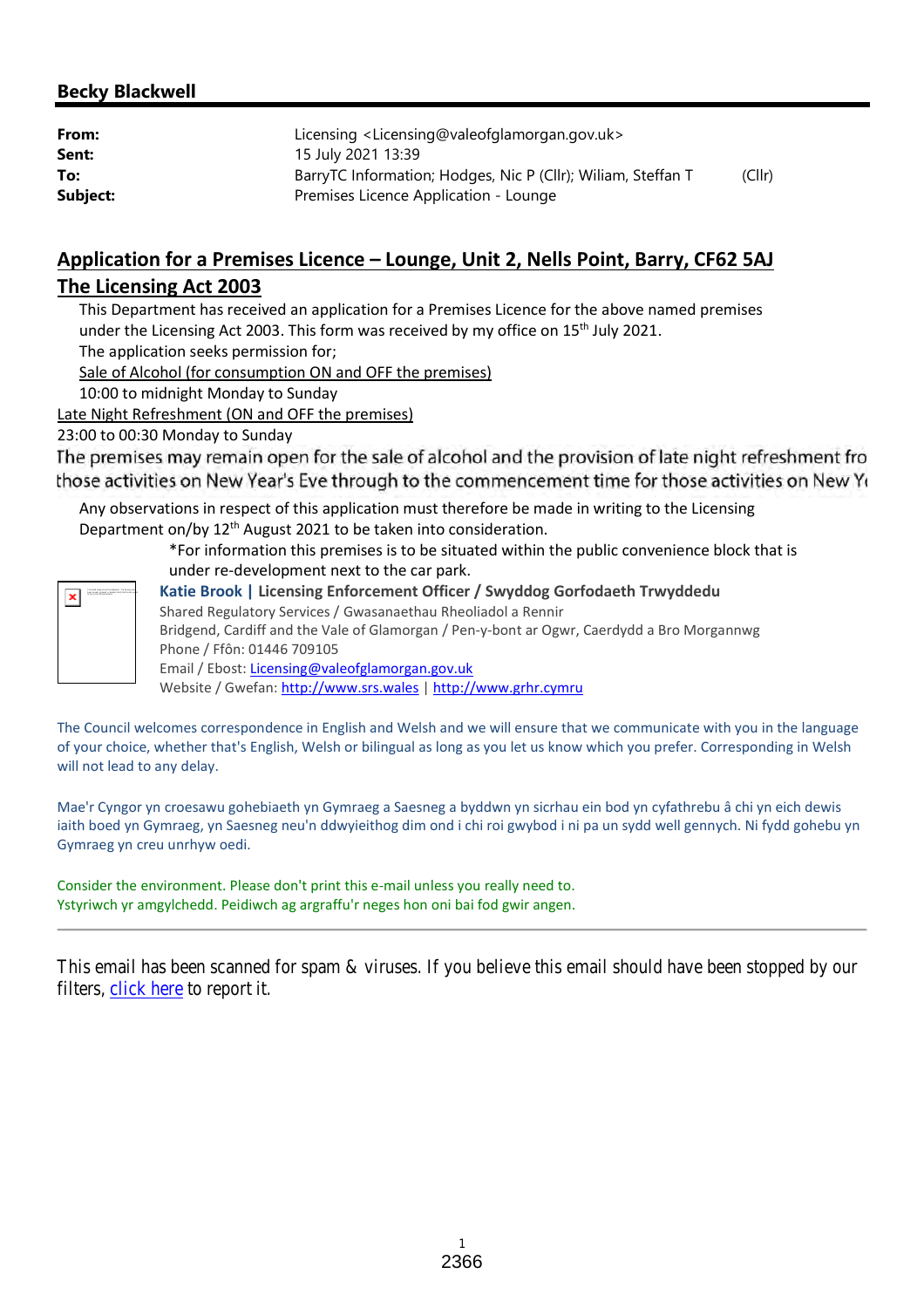**Becky Blackwell**

| | |
|---|---|
| **From:** | Licensing <Licensing@valeofglamorgan.gov.uk> |
| **Sent:** | 15 July 2021 13:39 |
| **To:** | BarryTC Information; Hodges, Nic P (Cllr); Wiliam, Steffan T (Cllr) |
| **Subject:** | Premises Licence Application - Lounge |

## Application for a Premises Licence – Lounge, Unit 2, Nells Point, Barry, CF62 5AJ

## The Licensing Act 2003

This Department has received an application for a Premises Licence for the above named premises under the Licensing Act 2003. This form was received by my office on 15th July 2021.

The application seeks permission for;

Sale of Alcohol (for consumption ON and OFF the premises)

10:00 to midnight Monday to Sunday

Late Night Refreshment (ON and OFF the premises)

23:00 to 00:30 Monday to Sunday

The premises may remain open for the sale of alcohol and the provision of late night refreshment fro those activities on New Year's Eve through to the commencement time for those activities on New Y

Any observations in respect of this application must therefore be made in writing to the Licensing Department on/by 12th August 2021 to be taken into consideration.

*For information this premises is to be situated within the public convenience block that is under re-development next to the car park.

**Katie Brook | Licensing Enforcement Officer / Swyddog Gorfodaeth Trwyddedu**
Shared Regulatory Services / Gwasanaethau Rheoliadol a Rennir
Bridgend, Cardiff and the Vale of Glamorgan / Pen-y-bont ar Ogwr, Caerdydd a Bro Morgannwg
Phone / Ffôn: 01446 709105
Email / Ebost: Licensing@valeofglamorgan.gov.uk
Website / Gwefan: http://www.srs.wales | http://www.grhr.cymru

The Council welcomes correspondence in English and Welsh and we will ensure that we communicate with you in the language of your choice, whether that's English, Welsh or bilingual as long as you let us know which you prefer. Corresponding in Welsh will not lead to any delay.

Mae'r Cyngor yn croesawu gohebiaeth yn Gymraeg a Saesneg a byddwn yn sicrhau ein bod yn cyfathrebu â chi yn eich dewis iaith boed yn Gymraeg, yn Saesneg neu'n ddwyieithog dim ond i chi roi gwybod i ni pa un sydd well gennych. Ni fydd gohebu yn Gymraeg yn creu unrhyw oedi.

Consider the environment. Please don't print this e-mail unless you really need to.
Ystyriwch yr amgylchedd. Peidiwch ag argraffu'r neges hon oni bai fod gwir angen.

---

This email has been scanned for spam & viruses. If you believe this email should have been stopped by our filters, click here to report it.